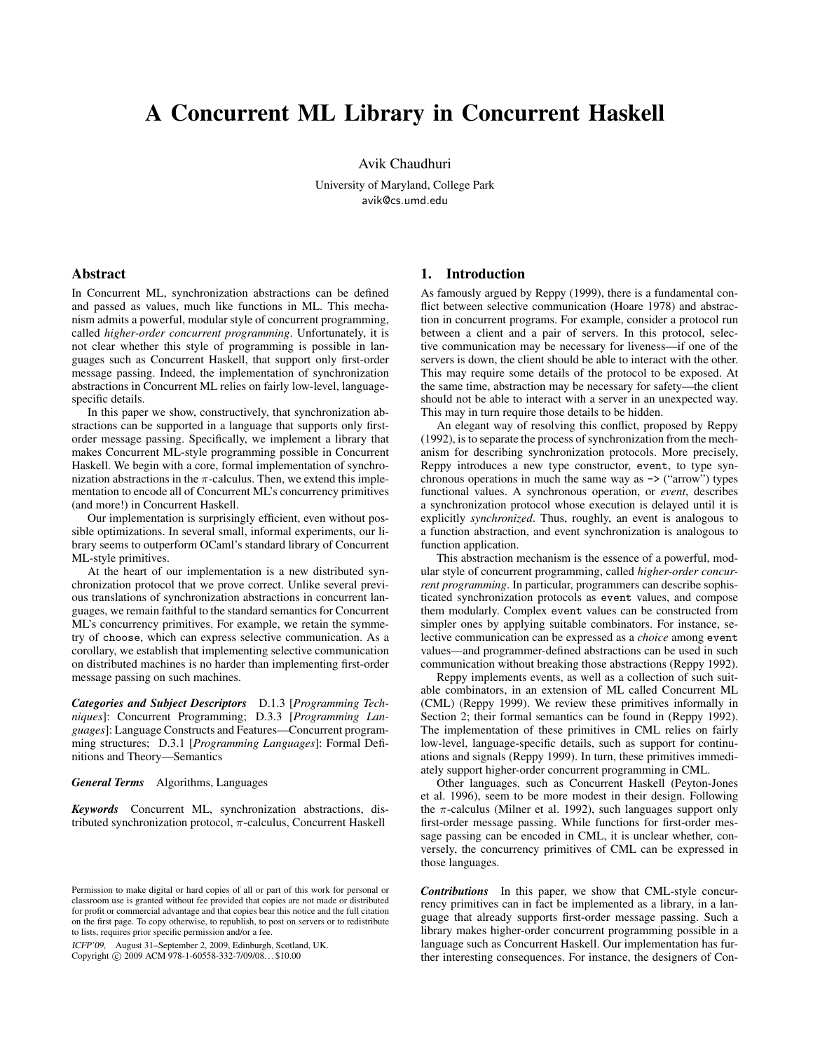# A Concurrent ML Library in Concurrent Haskell

Avik Chaudhuri

University of Maryland, College Park
avik@cs.umd.edu

## Abstract

In Concurrent ML, synchronization abstractions can be defined and passed as values, much like functions in ML. This mechanism admits a powerful, modular style of concurrent programming, called *higher-order concurrent programming*. Unfortunately, it is not clear whether this style of programming is possible in languages such as Concurrent Haskell, that support only first-order message passing. Indeed, the implementation of synchronization abstractions in Concurrent ML relies on fairly low-level, language-specific details.

In this paper we show, constructively, that synchronization abstractions can be supported in a language that supports only first-order message passing. Specifically, we implement a library that makes Concurrent ML-style programming possible in Concurrent Haskell. We begin with a core, formal implementation of synchronization abstractions in the $\pi$-calculus. Then, we extend this implementation to encode all of Concurrent ML's concurrency primitives (and more!) in Concurrent Haskell.

Our implementation is surprisingly efficient, even without possible optimizations. In several small, informal experiments, our library seems to outperform OCaml's standard library of Concurrent ML-style primitives.

At the heart of our implementation is a new distributed synchronization protocol that we prove correct. Unlike several previous translations of synchronization abstractions in concurrent languages, we remain faithful to the standard semantics for Concurrent ML's concurrency primitives. For example, we retain the symmetry of `choose`, which can express selective communication. As a corollary, we establish that implementing selective communication on distributed machines is no harder than implementing first-order message passing on such machines.

***Categories and Subject Descriptors*** D.1.3 [*Programming Techniques*]: Concurrent Programming; D.3.3 [*Programming Languages*]: Language Constructs and Features—Concurrent programming structures; D.3.1 [*Programming Languages*]: Formal Definitions and Theory—Semantics

***General Terms*** Algorithms, Languages

***Keywords*** Concurrent ML, synchronization abstractions, distributed synchronization protocol, $\pi$-calculus, Concurrent Haskell

Permission to make digital or hard copies of all or part of this work for personal or classroom use is granted without fee provided that copies are not made or distributed for profit or commercial advantage and that copies bear this notice and the full citation on the first page. To copy otherwise, to republish, to post on servers or to redistribute to lists, requires prior specific permission and/or a fee.

*ICFP'09,* August 31–September 2, 2009, Edinburgh, Scotland, UK.
Copyright © 2009 ACM 978-1-60558-332-7/09/08...$10.00

## 1. Introduction

As famously argued by Reppy (1999), there is a fundamental conflict between selective communication (Hoare 1978) and abstraction in concurrent programs. For example, consider a protocol run between a client and a pair of servers. In this protocol, selective communication may be necessary for liveness—if one of the servers is down, the client should be able to interact with the other. This may require some details of the protocol to be exposed. At the same time, abstraction may be necessary for safety—the client should not be able to interact with a server in an unexpected way. This may in turn require those details to be hidden.

An elegant way of resolving this conflict, proposed by Reppy (1992), is to separate the process of synchronization from the mechanism for describing synchronization protocols. More precisely, Reppy introduces a new type constructor, `event`, to type synchronous operations in much the same way as `->` ("arrow") types functional values. A synchronous operation, or *event*, describes a synchronization protocol whose execution is delayed until it is explicitly *synchronized*. Thus, roughly, an event is analogous to a function abstraction, and event synchronization is analogous to function application.

This abstraction mechanism is the essence of a powerful, modular style of concurrent programming, called *higher-order concurrent programming*. In particular, programmers can describe sophisticated synchronization protocols as `event` values, and compose them modularly. Complex `event` values can be constructed from simpler ones by applying suitable combinators. For instance, selective communication can be expressed as a *choice* among `event` values—and programmer-defined abstractions can be used in such communication without breaking those abstractions (Reppy 1992).

Reppy implements events, as well as a collection of such suitable combinators, in an extension of ML called Concurrent ML (CML) (Reppy 1999). We review these primitives informally in Section 2; their formal semantics can be found in (Reppy 1992). The implementation of these primitives in CML relies on fairly low-level, language-specific details, such as support for continuations and signals (Reppy 1999). In turn, these primitives immediately support higher-order concurrent programming in CML.

Other languages, such as Concurrent Haskell (Peyton-Jones et al. 1996), seem to be more modest in their design. Following the $\pi$-calculus (Milner et al. 1992), such languages support only first-order message passing. While functions for first-order message passing can be encoded in CML, it is unclear whether, conversely, the concurrency primitives of CML can be expressed in those languages.

***Contributions*** In this paper, we show that CML-style concurrency primitives can in fact be implemented as a library, in a language that already supports first-order message passing. Such a library makes higher-order concurrent programming possible in a language such as Concurrent Haskell. Our implementation has further interesting consequences. For instance, the designers of Con-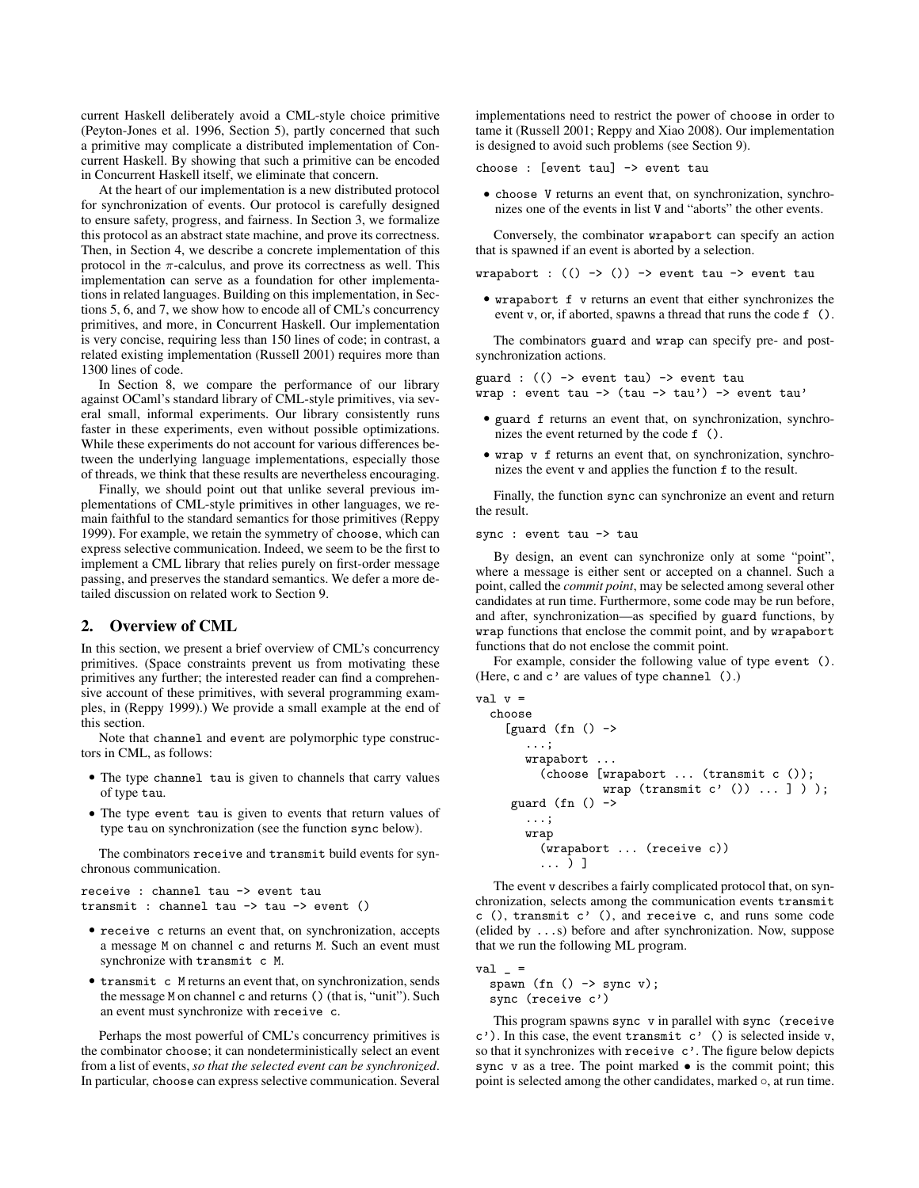current Haskell deliberately avoid a CML-style choice primitive (Peyton-Jones et al. 1996, Section 5), partly concerned that such a primitive may complicate a distributed implementation of Concurrent Haskell. By showing that such a primitive can be encoded in Concurrent Haskell itself, we eliminate that concern.

At the heart of our implementation is a new distributed protocol for synchronization of events. Our protocol is carefully designed to ensure safety, progress, and fairness. In Section 3, we formalize this protocol as an abstract state machine, and prove its correctness. Then, in Section 4, we describe a concrete implementation of this protocol in the $\pi$-calculus, and prove its correctness as well. This implementation can serve as a foundation for other implementations in related languages. Building on this implementation, in Sections 5, 6, and 7, we show how to encode all of CML's concurrency primitives, and more, in Concurrent Haskell. Our implementation is very concise, requiring less than 150 lines of code; in contrast, a related existing implementation (Russell 2001) requires more than 1300 lines of code.

In Section 8, we compare the performance of our library against OCaml's standard library of CML-style primitives, via several small, informal experiments. Our library consistently runs faster in these experiments, even without possible optimizations. While these experiments do not account for various differences between the underlying language implementations, especially those of threads, we think that these results are nevertheless encouraging.

Finally, we should point out that unlike several previous implementations of CML-style primitives in other languages, we remain faithful to the standard semantics for those primitives (Reppy 1999). For example, we retain the symmetry of `choose`, which can express selective communication. Indeed, we seem to be the first to implement a CML library that relies purely on first-order message passing, and preserves the standard semantics. We defer a more detailed discussion on related work to Section 9.

## 2. Overview of CML

In this section, we present a brief overview of CML's concurrency primitives. (Space constraints prevent us from motivating these primitives any further; the interested reader can find a comprehensive account of these primitives, with several programming examples, in (Reppy 1999).) We provide a small example at the end of this section.

Note that `channel` and `event` are polymorphic type constructors in CML, as follows:

- The type `channel tau` is given to channels that carry values of type `tau`.
- The type `event tau` is given to events that return values of type `tau` on synchronization (see the function `sync` below).

The combinators `receive` and `transmit` build events for synchronous communication.

```
receive : channel tau -> event tau
transmit : channel tau -> tau -> event ()
```

- `receive c` returns an event that, on synchronization, accepts a message `M` on channel `c` and returns `M`. Such an event must synchronize with `transmit c M`.
- `transmit c M` returns an event that, on synchronization, sends the message `M` on channel `c` and returns `()` (that is, "unit"). Such an event must synchronize with `receive c`.

Perhaps the most powerful of CML's concurrency primitives is the combinator `choose`; it can nondeterministically select an event from a list of events, *so that the selected event can be synchronized*. In particular, `choose` can express selective communication. Several implementations need to restrict the power of `choose` in order to tame it (Russell 2001; Reppy and Xiao 2008). Our implementation is designed to avoid such problems (see Section 9).

```
choose : [event tau] -> event tau
```

- `choose V` returns an event that, on synchronization, synchronizes one of the events in list `V` and "aborts" the other events.

Conversely, the combinator `wrapabort` can specify an action that is spawned if an event is aborted by a selection.

```
wrapabort : (() -> ()) -> event tau -> event tau
```

- `wrapabort f v` returns an event that either synchronizes the event `v`, or, if aborted, spawns a thread that runs the code `f ()`.

The combinators `guard` and `wrap` can specify pre- and post-synchronization actions.

```
guard : (() -> event tau) -> event tau
wrap : event tau -> (tau -> tau') -> event tau'
```

- `guard f` returns an event that, on synchronization, synchronizes the event returned by the code `f ()`.
- `wrap v f` returns an event that, on synchronization, synchronizes the event `v` and applies the function `f` to the result.

Finally, the function `sync` can synchronize an event and return the result.

```
sync : event tau -> tau
```

By design, an event can synchronize only at some "point", where a message is either sent or accepted on a channel. Such a point, called the *commit point*, may be selected among several other candidates at run time. Furthermore, some code may be run before, and after, synchronization—as specified by `guard` functions, by `wrap` functions that enclose the commit point, and by `wrapabort` functions that do not enclose the commit point.

For example, consider the following value of type `event ()`. (Here, `c` and `c'` are values of type `channel ()`.)

```
val v =
  choose
    [guard (fn () ->
       ...;
       wrapabort ...
         (choose [wrapabort ... (transmit c ());
                  wrap (transmit c' ()) ... ] ) );
     guard (fn () ->
       ...;
       wrap
         (wrapabort ... (receive c))
         ... ) ]
```

The event `v` describes a fairly complicated protocol that, on synchronization, selects among the communication events `transmit c ()`, `transmit c' ()`, and `receive c`, and runs some code (elided by `...`s) before and after synchronization. Now, suppose that we run the following ML program.

```
val _ =
  spawn (fn () -> sync v);
  sync (receive c')
```

This program spawns `sync v` in parallel with `sync (receive c')`. In this case, the event `transmit c' ()` is selected inside `v`, so that it synchronizes with `receive c'`. The figure below depicts `sync v` as a tree. The point marked • is the commit point; this point is selected among the other candidates, marked ◦, at run time.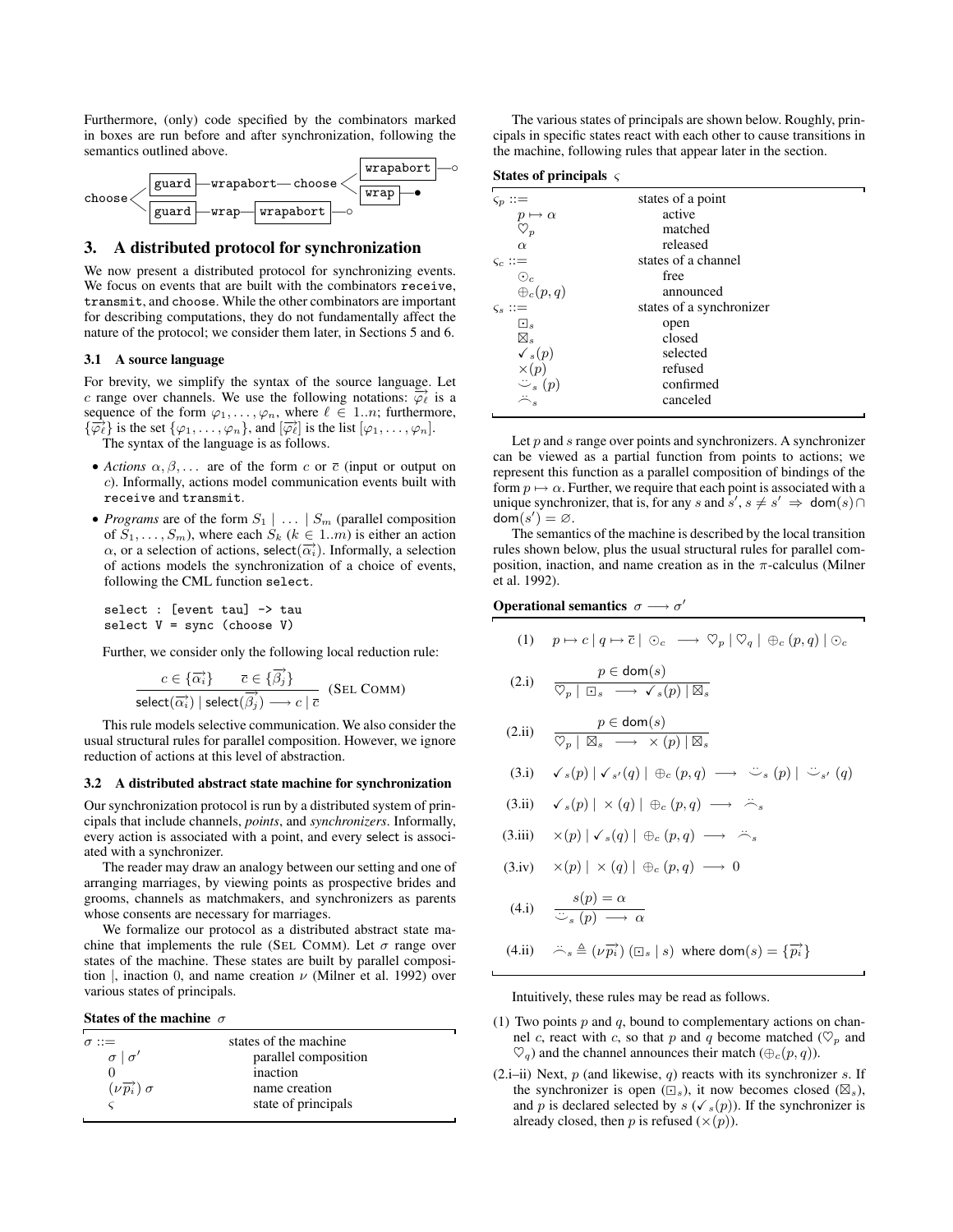Furthermore, (only) code specified by the combinators marked in boxes are run before and after synchronization, following the semantics outlined above.

```
                                                         ┌──────────┐
                                                      ┌──│wrapabort │──○
        ┌─────┐                                       │  └──────────┘
choose ─┤guard├─wrapabort─ choose ────────────────────┤  ┌────┐
        └─────┘                                       └──│wrap│──●
        ┌─────┐       ┌─────────┐                        └────┘
       ─┤guard├─wrap──│wrapabort│──○
        └─────┘       └─────────┘
```

## 3. A distributed protocol for synchronization

We now present a distributed protocol for synchronizing events. We focus on events that are built with the combinators `receive`, `transmit`, and `choose`. While the other combinators are important for describing computations, they do not fundamentally affect the nature of the protocol; we consider them later, in Sections 5 and 6.

### 3.1 A source language

For brevity, we simplify the syntax of the source language. Let $c$ range over channels. We use the following notations: $\overrightarrow{\varphi_\ell}$ is a sequence of the form $\varphi_1, \ldots, \varphi_n$, where $\ell \in 1..n$; furthermore, $\{\overrightarrow{\varphi_\ell}\}$ is the set $\{\varphi_1, \ldots, \varphi_n\}$, and $[\overrightarrow{\varphi_\ell}]$ is the list $[\varphi_1, \ldots, \varphi_n]$.

The syntax of the language is as follows.

- *Actions* $\alpha, \beta, \ldots$ are of the form $c$ or $\overline{c}$ (input or output on $c$). Informally, actions model communication events built with `receive` and `transmit`.
- *Programs* are of the form $S_1 \mid \ldots \mid S_m$ (parallel composition of $S_1, \ldots, S_m$), where each $S_k$ ($k \in 1..m$) is either an action $\alpha$, or a selection of actions, $\mathsf{select}(\overrightarrow{\alpha_i})$. Informally, a selection of actions models the synchronization of a choice of events, following the CML function `select`.

```
select : [event tau] -> tau
select V = sync (choose V)
```

Further, we consider only the following local reduction rule:

$$\frac{c \in \{\overrightarrow{\alpha_i}\} \qquad \overline{c} \in \{\overrightarrow{\beta_j}\}}{\mathsf{select}(\overrightarrow{\alpha_i}) \mid \mathsf{select}(\overrightarrow{\beta_j}) \longrightarrow c \mid \overline{c}} \quad \text{(SEL COMM)}$$

This rule models selective communication. We also consider the usual structural rules for parallel composition. However, we ignore reduction of actions at this level of abstraction.

### 3.2 A distributed abstract state machine for synchronization

Our synchronization protocol is run by a distributed system of principals that include channels, *points*, and *synchronizers*. Informally, every action is associated with a point, and every select is associated with a synchronizer.

The reader may draw an analogy between our setting and one of arranging marriages, by viewing points as prospective brides and grooms, channels as matchmakers, and synchronizers as parents whose consents are necessary for marriages.

We formalize our protocol as a distributed abstract state machine that implements the rule (SEL COMM). Let $\sigma$ range over states of the machine. These states are built by parallel composition $|$, inaction $0$, and name creation $\nu$ (Milner et al. 1992) over various states of principals.

**States of the machine** $\sigma$

| | |
|---|---|
| $\sigma ::=$ | states of the machine |
| $\sigma \mid \sigma'$ | parallel composition |
| $0$ | inaction |
| $(\nu \overrightarrow{p_i})\, \sigma$ | name creation |
| $\varsigma$ | state of principals |

The various states of principals are shown below. Roughly, principals in specific states react with each other to cause transitions in the machine, following rules that appear later in the section.

**States of principals** $\varsigma$

| | |
|---|---|
| $\varsigma_p ::=$ | states of a point |
| $p \mapsto \alpha$ | active |
| $\heartsuit_p$ | matched |
| $\alpha$ | released |
| $\varsigma_c ::=$ | states of a channel |
| $\odot_c$ | free |
| $\oplus_c(p, q)$ | announced |
| $\varsigma_s ::=$ | states of a synchronizer |
| $\boxdot_s$ | open |
| $\boxtimes_s$ | closed |
| $\checkmark_s(p)$ | selected |
| $\times(p)$ | refused |
| $\smile_s(p)$ | confirmed |
| $\frown_s$ | canceled |

Let $p$ and $s$ range over points and synchronizers. A synchronizer can be viewed as a partial function from points to actions; we represent this function as a parallel composition of bindings of the form $p \mapsto \alpha$. Further, we require that each point is associated with a unique synchronizer, that is, for any $s$ and $s'$, $s \neq s' \Rightarrow \mathsf{dom}(s) \cap \mathsf{dom}(s') = \varnothing$.

The semantics of the machine is described by the local transition rules shown below, plus the usual structural rules for parallel composition, inaction, and name creation as in the $\pi$-calculus (Milner et al. 1992).

**Operational semantics** $\sigma \longrightarrow \sigma'$

(1) $\quad p \mapsto c \mid q \mapsto \overline{c} \mid \odot_c \longrightarrow \heartsuit_p \mid \heartsuit_q \mid \oplus_c(p, q) \mid \odot_c$

(2.i) $\quad \dfrac{p \in \mathsf{dom}(s)}{\heartsuit_p \mid \boxdot_s \longrightarrow \checkmark_s(p) \mid \boxtimes_s}$

(2.ii) $\quad \dfrac{p \in \mathsf{dom}(s)}{\heartsuit_p \mid \boxtimes_s \longrightarrow \times(p) \mid \boxtimes_s}$

(3.i) $\quad \checkmark_s(p) \mid \checkmark_{s'}(q) \mid \oplus_c(p, q) \longrightarrow \smile_s(p) \mid \smile_{s'}(q)$

(3.ii) $\quad \checkmark_s(p) \mid \times(q) \mid \oplus_c(p, q) \longrightarrow \frown_s$

(3.iii) $\quad \times(p) \mid \checkmark_s(q) \mid \oplus_c(p, q) \longrightarrow \frown_s$

(3.iv) $\quad \times(p) \mid \times(q) \mid \oplus_c(p, q) \longrightarrow 0$

(4.i) $\quad \dfrac{s(p) = \alpha}{\smile_s(p) \longrightarrow \alpha}$

(4.ii) $\quad \frown_s \triangleq (\nu \overrightarrow{p_i})\, (\boxdot_s \mid s)$ where $\mathsf{dom}(s) = \{\overrightarrow{p_i}\}$

Intuitively, these rules may be read as follows.

(1) Two points $p$ and $q$, bound to complementary actions on channel $c$, react with $c$, so that $p$ and $q$ become matched ($\heartsuit_p$ and $\heartsuit_q$) and the channel announces their match ($\oplus_c(p, q)$).

(2.i–ii) Next, $p$ (and likewise, $q$) reacts with its synchronizer $s$. If the synchronizer is open ($\boxdot_s$), it now becomes closed ($\boxtimes_s$), and $p$ is declared selected by $s$ ($\checkmark_s(p)$). If the synchronizer is already closed, then $p$ is refused ($\times(p)$).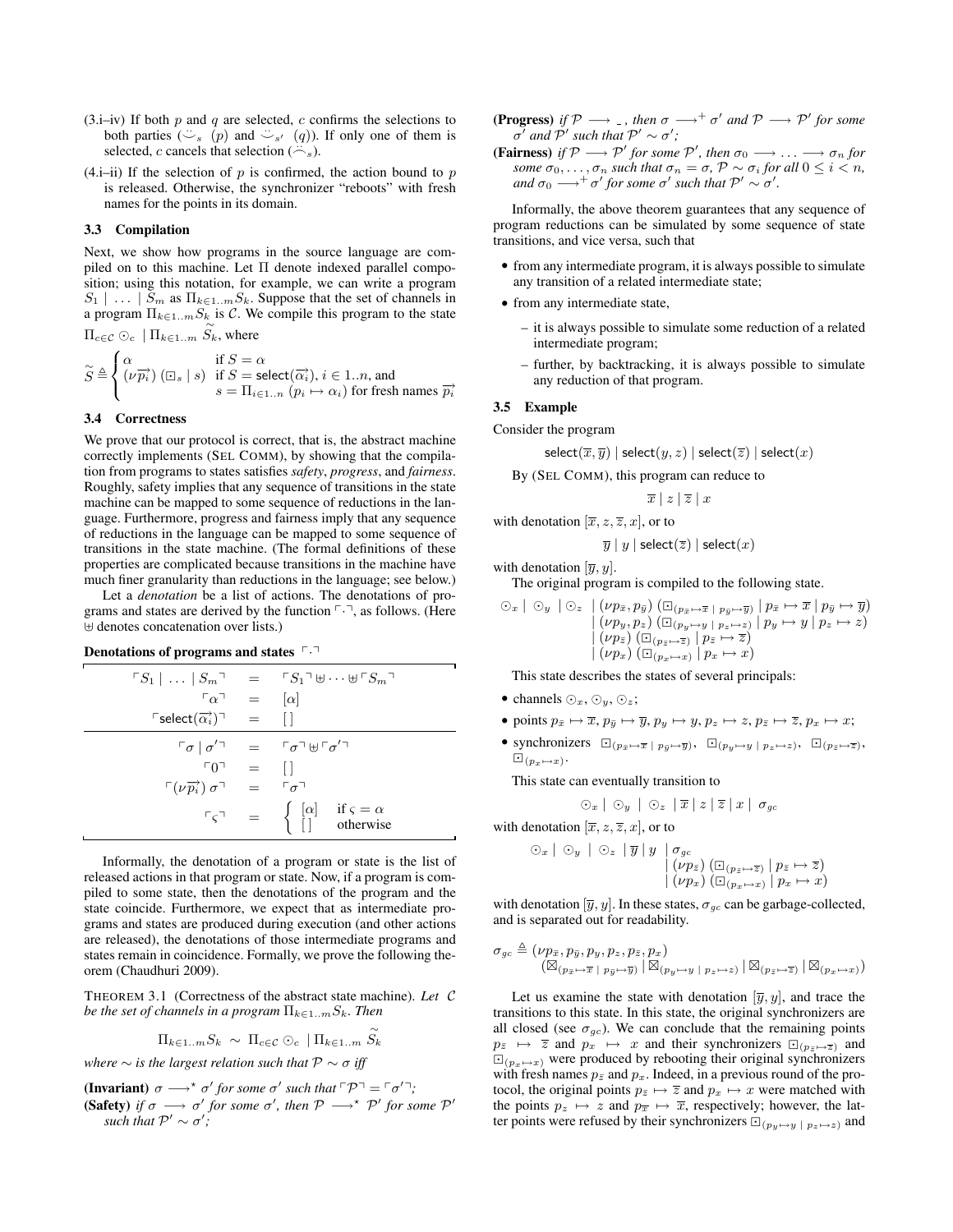(3.i–iv) If both $p$ and $q$ are selected, $c$ confirms the selections to both parties ($\ddot{\smile}_s\ (p)$ and $\ddot{\smile}_{s'}\ (q)$). If only one of them is selected, $c$ cancels that selection ($\ddot{\frown}_s$).

(4.i–ii) If the selection of $p$ is confirmed, the action bound to $p$ is released. Otherwise, the synchronizer "reboots" with fresh names for the points in its domain.

### 3.3 Compilation

Next, we show how programs in the source language are compiled on to this machine. Let $\Pi$ denote indexed parallel composition; using this notation, for example, we can write a program $S_1 \mid \ldots \mid S_m$ as $\Pi_{k\in 1..m} S_k$. Suppose that the set of channels in a program $\Pi_{k\in 1..m} S_k$ is $\mathcal{C}$. We compile this program to the state $\Pi_{c\in\mathcal{C}} \odot_c \mid \Pi_{k\in 1..m} \widetilde{S_k}$, where

$$\widetilde{S} \triangleq \begin{cases} \alpha & \text{if } S = \alpha \\ (\nu \overrightarrow{p_i})\ (\boxdot_s \mid s) & \text{if } S = \mathsf{select}(\overrightarrow{\alpha_i}),\ i \in 1..n, \text{ and} \\ & s = \Pi_{i\in 1..n}\ (p_i \mapsto \alpha_i) \text{ for fresh names } \overrightarrow{p_i} \end{cases}$$

### 3.4 Correctness

We prove that our protocol is correct, that is, the abstract machine correctly implements (SEL COMM), by showing that the compilation from programs to states satisfies *safety*, *progress*, and *fairness*. Roughly, safety implies that any sequence of transitions in the state machine can be mapped to some sequence of reductions in the language. Furthermore, progress and fairness imply that any sequence of reductions in the language can be mapped to some sequence of transitions in the state machine. (The formal definitions of these properties are complicated because transitions in the machine have much finer granularity than reductions in the language; see below.)

Let a *denotation* be a list of actions. The denotations of programs and states are derived by the function $\ulcorner\cdot\urcorner$, as follows. (Here $\uplus$ denotes concatenation over lists.)

**Denotations of programs and states $\ulcorner\cdot\urcorner$**

$$\begin{aligned}
\ulcorner S_1 \mid \ldots \mid S_m \urcorner &= \ulcorner S_1 \urcorner \uplus \cdots \uplus \ulcorner S_m \urcorner \\
\ulcorner \alpha \urcorner &= [\alpha] \\
\ulcorner \mathsf{select}(\overrightarrow{\alpha_i}) \urcorner &= [\,]
\end{aligned}$$

$$\begin{aligned}
\ulcorner \sigma \mid \sigma' \urcorner &= \ulcorner \sigma \urcorner \uplus \ulcorner \sigma' \urcorner \\
\ulcorner 0 \urcorner &= [\,] \\
\ulcorner (\nu \overrightarrow{p_i})\ \sigma \urcorner &= \ulcorner \sigma \urcorner \\
\ulcorner \varsigma \urcorner &= \begin{cases} [\alpha] & \text{if } \varsigma = \alpha \\ [\,] & \text{otherwise} \end{cases}
\end{aligned}$$

Informally, the denotation of a program or state is the list of released actions in that program or state. Now, if a program is compiled to some state, then the denotations of the program and the state coincide. Furthermore, we expect that as intermediate programs and states are produced during execution (and other actions are released), the denotations of those intermediate programs and states remain in coincidence. Formally, we prove the following theorem (Chaudhuri 2009).

THEOREM 3.1 (Correctness of the abstract state machine). *Let $\mathcal{C}$ be the set of channels in a program $\Pi_{k\in 1..m} S_k$. Then*

$$\Pi_{k\in 1..m} S_k \ \sim\ \Pi_{c\in\mathcal{C}} \odot_c \mid \Pi_{k\in 1..m} \widetilde{S_k}$$

*where $\sim$ is the largest relation such that $\mathcal{P} \sim \sigma$ iff*

**(Invariant)** *$\sigma \longrightarrow^\star \sigma'$ for some $\sigma'$ such that $\ulcorner \mathcal{P} \urcorner = \ulcorner \sigma' \urcorner$;*

**(Safety)** *if $\sigma \longrightarrow \sigma'$ for some $\sigma'$, then $\mathcal{P} \longrightarrow^\star \mathcal{P}'$ for some $\mathcal{P}'$ such that $\mathcal{P}' \sim \sigma'$;*

**(Progress)** *if $\mathcal{P} \longrightarrow \_$, then $\sigma \longrightarrow^+ \sigma'$ and $\mathcal{P} \longrightarrow \mathcal{P}'$ for some $\sigma'$ and $\mathcal{P}'$ such that $\mathcal{P}' \sim \sigma'$;*

**(Fairness)** *if $\mathcal{P} \longrightarrow \mathcal{P}'$ for some $\mathcal{P}'$, then $\sigma_0 \longrightarrow \ldots \longrightarrow \sigma_n$ for some $\sigma_0, \ldots, \sigma_n$ such that $\sigma_n = \sigma$, $\mathcal{P} \sim \sigma_i$ for all $0 \le i < n$, and $\sigma_0 \longrightarrow^+ \sigma'$ for some $\sigma'$ such that $\mathcal{P}' \sim \sigma'$.*

Informally, the above theorem guarantees that any sequence of program reductions can be simulated by some sequence of state transitions, and vice versa, such that

- from any intermediate program, it is always possible to simulate any transition of a related intermediate state;
- from any intermediate state,
  - it is always possible to simulate some reduction of a related intermediate program;
  - further, by backtracking, it is always possible to simulate any reduction of that program.

### 3.5 Example

Consider the program

$$\mathsf{select}(\overline{x}, \overline{y}) \mid \mathsf{select}(y, z) \mid \mathsf{select}(\overline{z}) \mid \mathsf{select}(x)$$

By (SEL COMM), this program can reduce to

$$\overline{x} \mid z \mid \overline{z} \mid x$$

with denotation $[\overline{x}, z, \overline{z}, x]$, or to

$$\overline{y} \mid y \mid \mathsf{select}(\overline{z}) \mid \mathsf{select}(x)$$

with denotation $[\overline{y}, y]$.

The original program is compiled to the following state.

$$\begin{aligned}
\odot_x \mid \odot_y \mid \odot_z \ &\mid (\nu p_{\overline{x}}, p_{\overline{y}})\ (\boxdot_{(p_{\overline{x}} \mapsto \overline{x} \ \mid\ p_{\overline{y}} \mapsto \overline{y})} \mid p_{\overline{x}} \mapsto \overline{x} \mid p_{\overline{y}} \mapsto \overline{y}) \\
&\mid (\nu p_y, p_z)\ (\boxdot_{(p_y \mapsto y \ \mid\ p_z \mapsto z)} \mid p_y \mapsto y \mid p_z \mapsto z) \\
&\mid (\nu p_{\overline{z}})\ (\boxdot_{(p_{\overline{z}} \mapsto \overline{z})} \mid p_{\overline{z}} \mapsto \overline{z}) \\
&\mid (\nu p_x)\ (\boxdot_{(p_x \mapsto x)} \mid p_x \mapsto x)
\end{aligned}$$

This state describes the states of several principals:

- channels $\odot_x, \odot_y, \odot_z$;
- points $p_{\overline{x}} \mapsto \overline{x}$, $p_{\overline{y}} \mapsto \overline{y}$, $p_y \mapsto y$, $p_z \mapsto z$, $p_{\overline{z}} \mapsto \overline{z}$, $p_x \mapsto x$;
- synchronizers $\boxdot_{(p_{\overline{x}} \mapsto \overline{x} \ \mid\ p_{\overline{y}} \mapsto \overline{y})}$, $\boxdot_{(p_y \mapsto y \ \mid\ p_z \mapsto z)}$, $\boxdot_{(p_{\overline{z}} \mapsto \overline{z})}$, $\boxdot_{(p_x \mapsto x)}$.

This state can eventually transition to

$$\odot_x \mid \odot_y \mid \odot_z \mid \overline{x} \mid z \mid \overline{z} \mid x \mid \sigma_{gc}$$

with denotation $[\overline{x}, z, \overline{z}, x]$, or to

$$\begin{aligned}
\odot_x \mid \odot_y \mid \odot_z \mid \overline{y} \mid y \ &\mid \sigma_{gc} \\
&\mid (\nu p_{\overline{z}})\ (\boxdot_{(p_{\overline{z}} \mapsto \overline{z})} \mid p_{\overline{z}} \mapsto \overline{z}) \\
&\mid (\nu p_x)\ (\boxdot_{(p_x \mapsto x)} \mid p_x \mapsto x)
\end{aligned}$$

with denotation $[\overline{y}, y]$. In these states, $\sigma_{gc}$ can be garbage-collected, and is separated out for readability.

$$\begin{aligned}
\sigma_{gc} \triangleq\ &(\nu p_{\overline{x}}, p_{\overline{y}}, p_y, p_z, p_{\overline{z}}, p_x) \\
&(\boxtimes_{(p_{\overline{x}} \mapsto \overline{x} \ \mid\ p_{\overline{y}} \mapsto \overline{y})} \mid \boxtimes_{(p_y \mapsto y \ \mid\ p_z \mapsto z)} \mid \boxtimes_{(p_{\overline{z}} \mapsto \overline{z})} \mid \boxtimes_{(p_x \mapsto x)})
\end{aligned}$$

Let us examine the state with denotation $[\overline{y}, y]$, and trace the transitions to this state. In this state, the original synchronizers are all closed (see $\sigma_{gc}$). We can conclude that the remaining points $p_{\overline{z}} \mapsto \overline{z}$ and $p_x \mapsto x$ and their synchronizers $\boxdot_{(p_{\overline{z}} \mapsto \overline{z})}$ and $\boxdot_{(p_x \mapsto x)}$ were produced by rebooting their original synchronizers with fresh names $p_{\overline{z}}$ and $p_x$. Indeed, in a previous round of the protocol, the original points $p_{\overline{z}} \mapsto \overline{z}$ and $p_x \mapsto x$ were matched with the points $p_z \mapsto z$ and $p_{\overline{x}} \mapsto \overline{x}$, respectively; however, the latter points were refused by their synchronizers $\boxdot_{(p_y \mapsto y \ \mid\ p_z \mapsto z)}$ and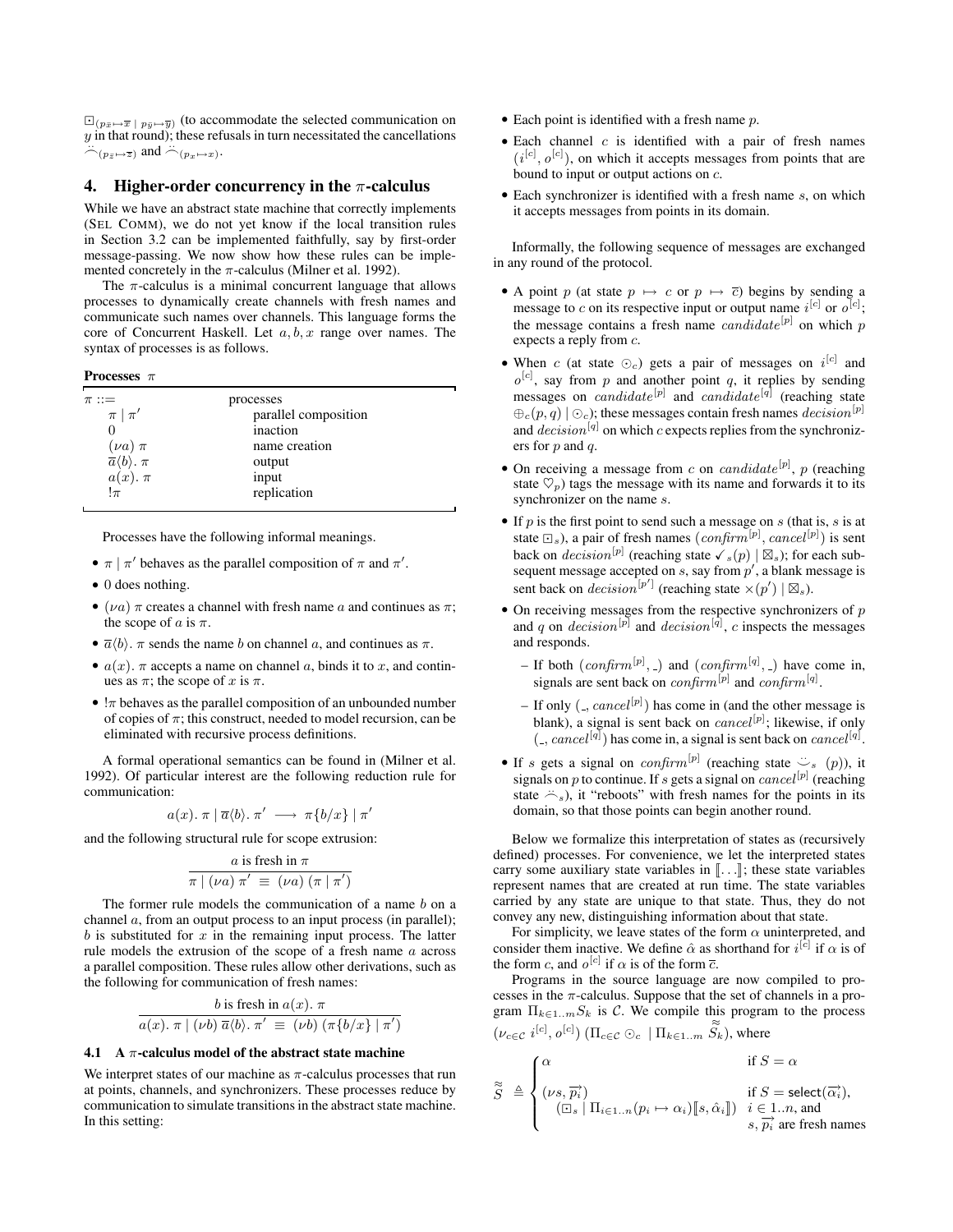$\boxdot_{(p_{\bar{x}} \mapsto \overline{x} \mid p_{\bar{y}} \mapsto \overline{y})}$ (to accommodate the selected communication on $y$ in that round); these refusals in turn necessitated the cancellations $\ddot{\frown}_{(p_{\bar{z}} \mapsto \overline{z})}$ and $\ddot{\frown}_{(p_x \mapsto x)}$.

## 4. Higher-order concurrency in the $\pi$-calculus

While we have an abstract state machine that correctly implements (SEL COMM), we do not yet know if the local transition rules in Section 3.2 can be implemented faithfully, say by first-order message-passing. We now show how these rules can be implemented concretely in the $\pi$-calculus (Milner et al. 1992).

The $\pi$-calculus is a minimal concurrent language that allows processes to dynamically create channels with fresh names and communicate such names over channels. This language forms the core of Concurrent Haskell. Let $a, b, x$ range over names. The syntax of processes is as follows.

**Processes** $\pi$

| | |
|---|---|
| $\pi ::=$ | processes |
| $\pi \mid \pi'$ | parallel composition |
| $0$ | inaction |
| $(\nu a)\ \pi$ | name creation |
| $\overline{a}\langle b\rangle.\ \pi$ | output |
| $a(x).\ \pi$ | input |
| $!\pi$ | replication |

Processes have the following informal meanings.

- $\pi \mid \pi'$ behaves as the parallel composition of $\pi$ and $\pi'$.
- $0$ does nothing.
- $(\nu a)\ \pi$ creates a channel with fresh name $a$ and continues as $\pi$; the scope of $a$ is $\pi$.
- $\overline{a}\langle b\rangle.\ \pi$ sends the name $b$ on channel $a$, and continues as $\pi$.
- $a(x).\ \pi$ accepts a name on channel $a$, binds it to $x$, and continues as $\pi$; the scope of $x$ is $\pi$.
- $!\pi$ behaves as the parallel composition of an unbounded number of copies of $\pi$; this construct, needed to model recursion, can be eliminated with recursive process definitions.

A formal operational semantics can be found in (Milner et al. 1992). Of particular interest are the following reduction rule for communication:

$$a(x).\ \pi \mid \overline{a}\langle b\rangle.\ \pi' \longrightarrow \pi\{b/x\} \mid \pi'$$

and the following structural rule for scope extrusion:

$$\frac{a \text{ is fresh in } \pi}{\pi \mid (\nu a)\ \pi' \equiv (\nu a)\ (\pi \mid \pi')}$$

The former rule models the communication of a name $b$ on a channel $a$, from an output process to an input process (in parallel); $b$ is substituted for $x$ in the remaining input process. The latter rule models the extrusion of the scope of a fresh name $a$ across a parallel composition. These rules allow other derivations, such as the following for communication of fresh names:

$$\frac{b \text{ is fresh in } a(x).\ \pi}{a(x).\ \pi \mid (\nu b)\ \overline{a}\langle b\rangle.\ \pi' \equiv (\nu b)\ (\pi\{b/x\} \mid \pi')}$$

### 4.1 A $\pi$-calculus model of the abstract state machine

We interpret states of our machine as $\pi$-calculus processes that run at points, channels, and synchronizers. These processes reduce by communication to simulate transitions in the abstract state machine. In this setting:

- Each point is identified with a fresh name $p$.
- Each channel $c$ is identified with a pair of fresh names $(i^{[c]}, o^{[c]})$, on which it accepts messages from points that are bound to input or output actions on $c$.
- Each synchronizer is identified with a fresh name $s$, on which it accepts messages from points in its domain.

Informally, the following sequence of messages are exchanged in any round of the protocol.

- A point $p$ (at state $p \mapsto c$ or $p \mapsto \overline{c}$) begins by sending a message to $c$ on its respective input or output name $i^{[c]}$ or $o^{[c]}$; the message contains a fresh name $candidate^{[p]}$ on which $p$ expects a reply from $c$.
- When $c$ (at state $\odot_c$) gets a pair of messages on $i^{[c]}$ and $o^{[c]}$, say from $p$ and another point $q$, it replies by sending messages on $candidate^{[p]}$ and $candidate^{[q]}$ (reaching state $\oplus_c(p, q) \mid \odot_c$); these messages contain fresh names $decision^{[p]}$ and $decision^{[q]}$ on which $c$ expects replies from the synchronizers for $p$ and $q$.
- On receiving a message from $c$ on $candidate^{[p]}$, $p$ (reaching state $\heartsuit_p$) tags the message with its name and forwards it to its synchronizer on the name $s$.
- If $p$ is the first point to send such a message on $s$ (that is, $s$ is at state $\boxdot_s$), a pair of fresh names $(confirm^{[p]}, cancel^{[p]})$ is sent back on $decision^{[p]}$ (reaching state $\checkmark_s(p) \mid \boxtimes_s$); for each subsequent message accepted on $s$, say from $p'$, a blank message is sent back on $decision^{[p']}$ (reaching state $\times(p') \mid \boxtimes_s$).
- On receiving messages from the respective synchronizers of $p$ and $q$ on $decision^{[p]}$ and $decision^{[q]}$, $c$ inspects the messages and responds.
  - If both $(confirm^{[p]}, \_)$ and $(confirm^{[q]}, \_)$ have come in, signals are sent back on $confirm^{[p]}$ and $confirm^{[q]}$.
  - If only $(\_, cancel^{[p]})$ has come in (and the other message is blank), a signal is sent back on $cancel^{[p]}$; likewise, if only $(\_, cancel^{[q]})$ has come in, a signal is sent back on $cancel^{[q]}$.
- If $s$ gets a signal on $confirm^{[p]}$ (reaching state $\ddot{\smile}_s\ (p)$), it signals on $p$ to continue. If $s$ gets a signal on $cancel^{[p]}$ (reaching state $\ddot{\frown}_s$), it "reboots" with fresh names for the points in its domain, so that those points can begin another round.

Below we formalize this interpretation of states as (recursively defined) processes. For convenience, we let the interpreted states carry some auxiliary state variables in $[\![\ldots]\!]$; these state variables represent names that are created at run time. The state variables carried by any state are unique to that state. Thus, they do not convey any new, distinguishing information about that state.

For simplicity, we leave states of the form $\alpha$ uninterpreted, and consider them inactive. We define $\hat{\alpha}$ as shorthand for $i^{[c]}$ if $\alpha$ is of the form $c$, and $o^{[c]}$ if $\alpha$ is of the form $\overline{c}$.

Programs in the source language are now compiled to processes in the $\pi$-calculus. Suppose that the set of channels in a program $\Pi_{k \in 1..m} S_k$ is $\mathcal{C}$. We compile this program to the process $(\nu_{c \in \mathcal{C}}\ i^{[c]}, o^{[c]})\ (\Pi_{c \in \mathcal{C}} \odot_c \mid \Pi_{k \in 1..m}\ \stackrel{\approx}{S_k})$, where

$$\stackrel{\approx}{S} \triangleq \begin{cases} \alpha & \text{if } S = \alpha \\ (\nu s, \overrightarrow{p_i}) & \text{if } S = \mathsf{select}(\overrightarrow{\alpha_i}), \\ \quad (\boxdot_s \mid \Pi_{i \in 1..n}(p_i \mapsto \alpha_i)[\![s, \hat{\alpha}_i]\!]) & i \in 1..n, \text{ and} \\ & s, \overrightarrow{p_i} \text{ are fresh names} \end{cases}$$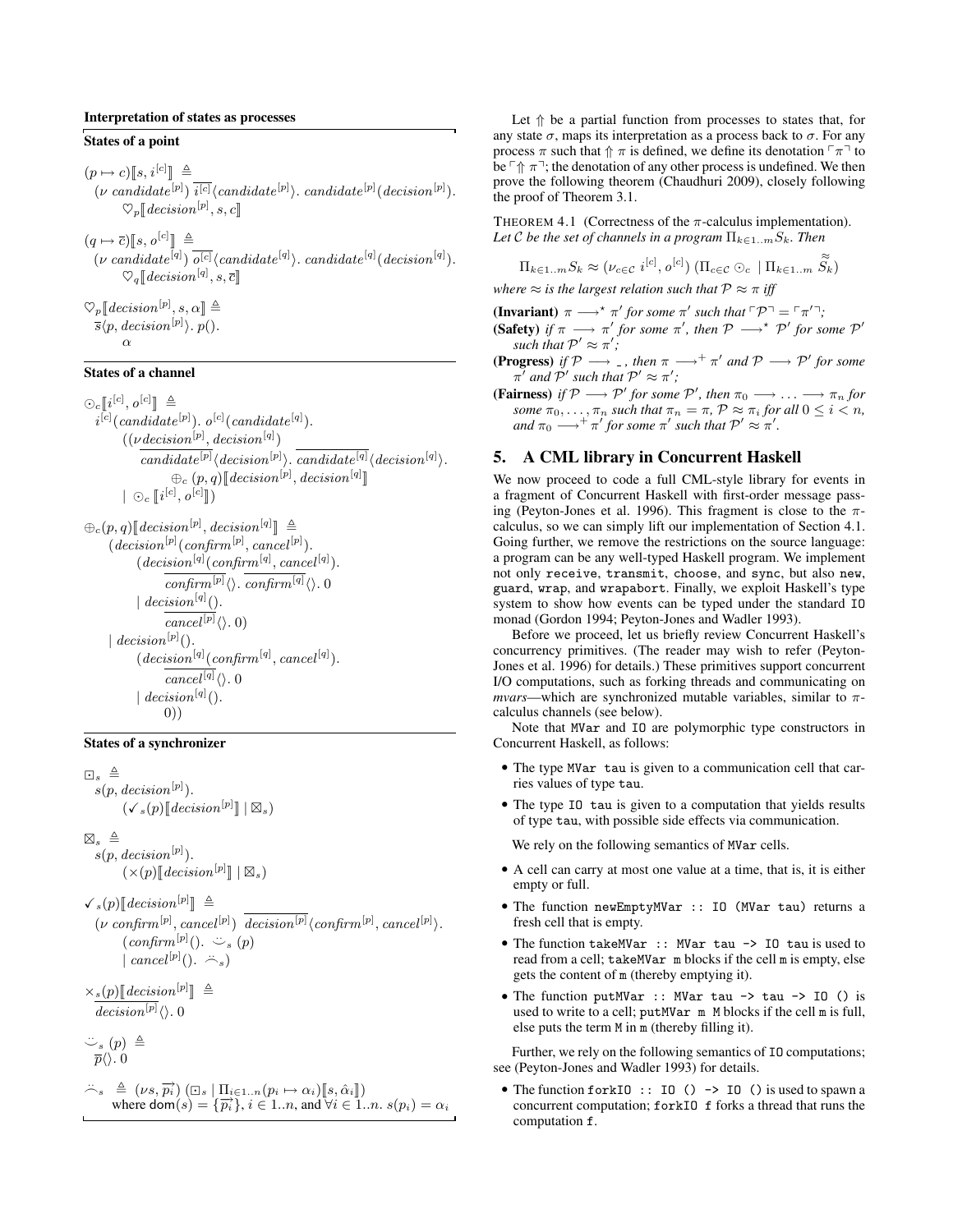**Interpretation of states as processes**

**States of a point**

$$(p \mapsto c)[\![s, i^{[c]}]\!] \triangleq$$
$$(\nu\ candidate^{[p]})\ \overline{i^{[c]}}\langle candidate^{[p]}\rangle.\ candidate^{[p]}(decision^{[p]}).$$
$$\heartsuit_p[\![decision^{[p]}, s, c]\!]$$

$$(q \mapsto \overline{c})[\![s, o^{[c]}]\!] \triangleq$$
$$(\nu\ candidate^{[q]})\ \overline{o^{[c]}}\langle candidate^{[q]}\rangle.\ candidate^{[q]}(decision^{[q]}).$$
$$\heartsuit_q[\![decision^{[q]}, s, \overline{c}]\!]$$

$$\heartsuit_p[\![decision^{[p]}, s, \alpha]\!] \triangleq$$
$$\overline{s}\langle p, decision^{[p]}\rangle.\ p().$$
$$\alpha$$

**States of a channel**

$$\odot_c[\![i^{[c]}, o^{[c]}]\!] \triangleq$$
$$i^{[c]}(candidate^{[p]}).\ o^{[c]}(candidate^{[q]}).$$
$$((\nu decision^{[p]}, decision^{[q]})$$
$$\overline{candidate^{[p]}}\langle decision^{[p]}\rangle.\ \overline{candidate^{[q]}}\langle decision^{[q]}\rangle.$$
$$\oplus_c (p,q)[\![decision^{[p]}, decision^{[q]}]\!]$$
$$\mid\ \odot_c[\![i^{[c]}, o^{[c]}]\!])$$

$$\oplus_c(p,q)[\![decision^{[p]}, decision^{[q]}]\!] \triangleq$$
$$(decision^{[p]}(confirm^{[p]}, cancel^{[p]}).$$
$$(decision^{[q]}(confirm^{[q]}, cancel^{[q]}).$$
$$\overline{confirm^{[p]}}\langle\rangle.\ \overline{confirm^{[q]}}\langle\rangle.\ 0$$
$$\mid decision^{[q]}().$$
$$\overline{cancel^{[p]}}\langle\rangle.\ 0)$$
$$\mid decision^{[p]}().$$
$$(decision^{[q]}(confirm^{[q]}, cancel^{[q]}).$$
$$\overline{cancel^{[q]}}\langle\rangle.\ 0$$
$$\mid decision^{[q]}().$$
$$0))$$

**States of a synchronizer**

$$\boxdot_s \triangleq$$
$$s(p, decision^{[p]}).$$
$$(\checkmark_s(p)[\![decision^{[p]}]\!] \mid \boxtimes_s)$$

$$\boxtimes_s \triangleq$$
$$s(p, decision^{[p]}).$$
$$(\times(p)[\![decision^{[p]}]\!] \mid \boxtimes_s)$$

$$\checkmark_s(p)[\![decision^{[p]}]\!] \triangleq$$
$$(\nu\ confirm^{[p]}, cancel^{[p]})\ \overline{decision^{[p]}}\langle confirm^{[p]}, cancel^{[p]}\rangle.$$
$$(confirm^{[p]}().\ \smile_s (p)$$
$$\mid cancel^{[p]}().\ \frown_s)$$

$$\times_s(p)[\![decision^{[p]}]\!] \triangleq$$
$$\overline{decision^{[p]}}\langle\rangle.\ 0$$

$$\smile_s (p) \triangleq$$
$$\overline{p}\langle\rangle.\ 0$$

$$\frown_s \triangleq (\nu s, \overrightarrow{p_i})\ (\boxdot_s \mid \Pi_{i\in 1..n}(p_i \mapsto \alpha_i)[\![s, \hat{\alpha}_i]\!])$$
where $\mathsf{dom}(s) = \{\overrightarrow{p_i}\}$, $i \in 1..n$, and $\forall i \in 1..n.\ s(p_i) = \alpha_i$

Let $\Uparrow$ be a partial function from processes to states that, for any state $\sigma$, maps its interpretation as a process back to $\sigma$. For any process $\pi$ such that $\Uparrow \pi$ is defined, we define its denotation $\ulcorner \pi \urcorner$ to be $\ulcorner \Uparrow \pi \urcorner$; the denotation of any other process is undefined. We then prove the following theorem (Chaudhuri 2009), closely following the proof of Theorem 3.1.

THEOREM 4.1 (Correctness of the $\pi$-calculus implementation). *Let $\mathcal{C}$ be the set of channels in a program $\Pi_{k\in 1..m} S_k$. Then*

$$\Pi_{k\in 1..m} S_k \approx (\nu_{c\in\mathcal{C}}\ i^{[c]}, o^{[c]})\ (\Pi_{c\in\mathcal{C}} \odot_c \mid \Pi_{k\in 1..m} \stackrel{\approx}{S_k})$$

*where $\approx$ is the largest relation such that $\mathcal{P} \approx \pi$ iff*

**(Invariant)** $\pi \longrightarrow^\star \pi'$ *for some $\pi'$ such that $\ulcorner \mathcal{P} \urcorner = \ulcorner \pi' \urcorner$;*

**(Safety)** *if $\pi \longrightarrow \pi'$ for some $\pi'$, then $\mathcal{P} \longrightarrow^\star \mathcal{P}'$ for some $\mathcal{P}'$ such that $\mathcal{P}' \approx \pi'$;*

**(Progress)** *if $\mathcal{P} \longrightarrow \_$, then $\pi \longrightarrow^+ \pi'$ and $\mathcal{P} \longrightarrow \mathcal{P}'$ for some $\pi'$ and $\mathcal{P}'$ such that $\mathcal{P}' \approx \pi'$;*

**(Fairness)** *if $\mathcal{P} \longrightarrow \mathcal{P}'$ for some $\mathcal{P}'$, then $\pi_0 \longrightarrow \ldots \longrightarrow \pi_n$ for some $\pi_0, \ldots, \pi_n$ such that $\pi_n = \pi$, $\mathcal{P} \approx \pi_i$ for all $0 \le i < n$, and $\pi_0 \longrightarrow^+ \pi'$ for some $\pi'$ such that $\mathcal{P}' \approx \pi'$.*

## 5. A CML library in Concurrent Haskell

We now proceed to code a full CML-style library for events in a fragment of Concurrent Haskell with first-order message passing (Peyton-Jones et al. 1996). This fragment is close to the $\pi$-calculus, so we can simply lift our implementation of Section 4.1. Going further, we remove the restrictions on the source language: a program can be any well-typed Haskell program. We implement not only `receive`, `transmit`, `choose`, and `sync`, but also `new`, `guard`, `wrap`, and `wrapabort`. Finally, we exploit Haskell's type system to show how events can be typed under the standard `IO` monad (Gordon 1994; Peyton-Jones and Wadler 1993).

Before we proceed, let us briefly review Concurrent Haskell's concurrency primitives. (The reader may wish to refer (Peyton-Jones et al. 1996) for details.) These primitives support concurrent I/O computations, such as forking threads and communicating on *mvars*—which are synchronized mutable variables, similar to $\pi$-calculus channels (see below).

Note that `MVar` and `IO` are polymorphic type constructors in Concurrent Haskell, as follows:

- The type `MVar tau` is given to a communication cell that carries values of type `tau`.
- The type `IO tau` is given to a computation that yields results of type `tau`, with possible side effects via communication.

We rely on the following semantics of `MVar` cells.

- A cell can carry at most one value at a time, that is, it is either empty or full.
- The function `newEmptyMVar :: IO (MVar tau)` returns a fresh cell that is empty.
- The function `takeMVar :: MVar tau -> IO tau` is used to read from a cell; `takeMVar m` blocks if the cell `m` is empty, else gets the content of `m` (thereby emptying it).
- The function `putMVar :: MVar tau -> tau -> IO ()` is used to write to a cell; `putMVar m M` blocks if the cell `m` is full, else puts the term `M` in `m` (thereby filling it).

Further, we rely on the following semantics of `IO` computations; see (Peyton-Jones and Wadler 1993) for details.

- The function `forkIO :: IO () -> IO ()` is used to spawn a concurrent computation; `forkIO f` forks a thread that runs the computation `f`.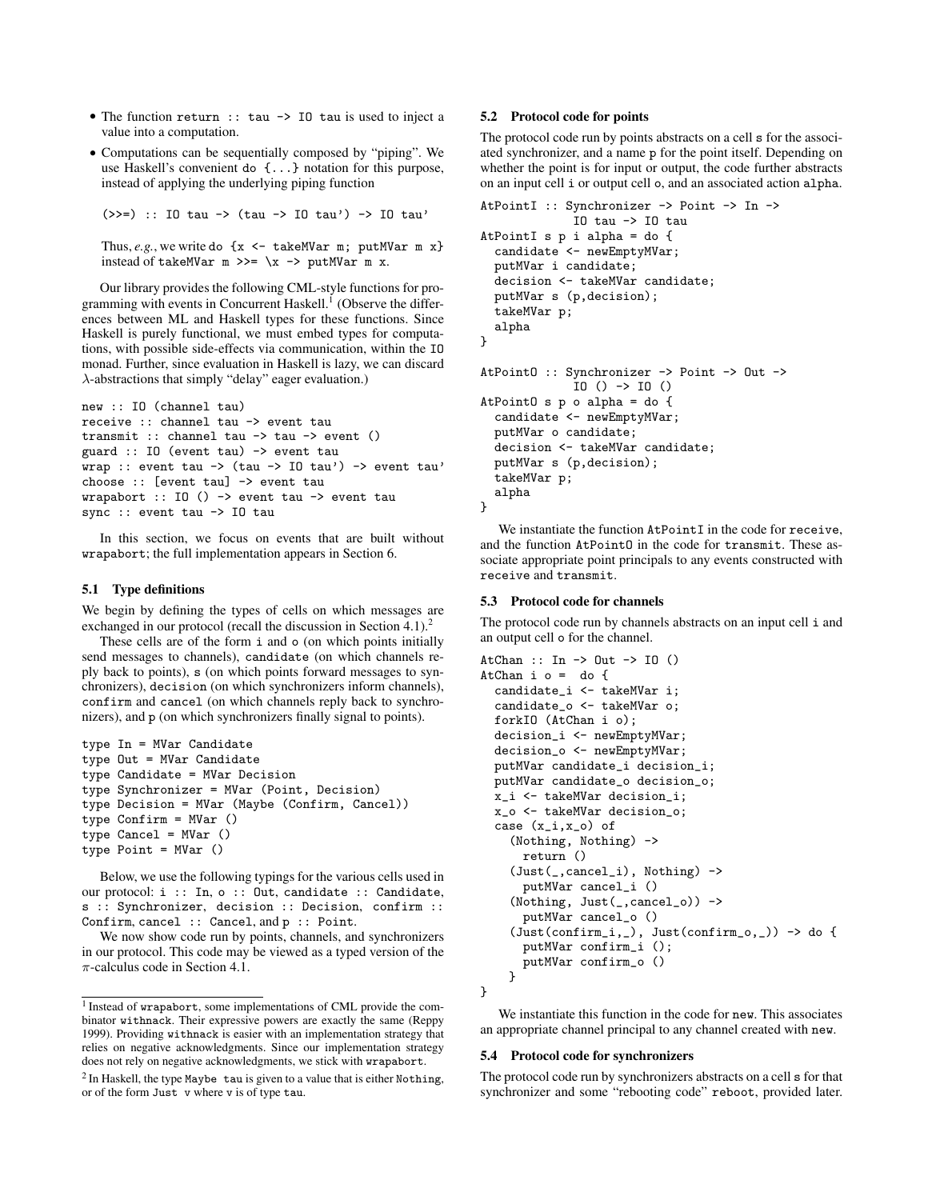- The function `return :: tau -> IO tau` is used to inject a value into a computation.
- Computations can be sequentially composed by "piping". We use Haskell's convenient `do {...}` notation for this purpose, instead of applying the underlying piping function

  ```
  (>>=) :: IO tau -> (tau -> IO tau') -> IO tau'
  ```

  Thus, *e.g.*, we write `do {x <- takeMVar m; putMVar m x}` instead of `takeMVar m >>= \x -> putMVar m x`.

Our library provides the following CML-style functions for programming with events in Concurrent Haskell.[1] (Observe the differences between ML and Haskell types for these functions. Since Haskell is purely functional, we must embed types for computations, with possible side-effects via communication, within the IO monad. Further, since evaluation in Haskell is lazy, we can discard $\lambda$-abstractions that simply "delay" eager evaluation.)

```
new :: IO (channel tau)
receive :: channel tau -> event tau
transmit :: channel tau -> tau -> event ()
guard :: IO (event tau) -> event tau
wrap :: event tau -> (tau -> IO tau') -> event tau'
choose :: [event tau] -> event tau
wrapabort :: IO () -> event tau -> event tau
sync :: event tau -> IO tau
```

In this section, we focus on events that are built without `wrapabort`; the full implementation appears in Section 6.

### 5.1 Type definitions

We begin by defining the types of cells on which messages are exchanged in our protocol (recall the discussion in Section 4.1).[2]

These cells are of the form `i` and `o` (on which points initially send messages to channels), `candidate` (on which channels reply back to points), `s` (on which points forward messages to synchronizers), `decision` (on which synchronizers inform channels), `confirm` and `cancel` (on which channels reply back to synchronizers), and `p` (on which synchronizers finally signal to points).

```
type In = MVar Candidate
type Out = MVar Candidate
type Candidate = MVar Decision
type Synchronizer = MVar (Point, Decision)
type Decision = MVar (Maybe (Confirm, Cancel))
type Confirm = MVar ()
type Cancel = MVar ()
type Point = MVar ()
```

Below, we use the following typings for the various cells used in our protocol: `i :: In`, `o :: Out`, `candidate :: Candidate`, `s :: Synchronizer`, `decision :: Decision`, `confirm :: Confirm`, `cancel :: Cancel`, and `p :: Point`.

We now show code run by points, channels, and synchronizers in our protocol. This code may be viewed as a typed version of the $\pi$-calculus code in Section 4.1.

### 5.2 Protocol code for points

The protocol code run by points abstracts on a cell `s` for the associated synchronizer, and a name `p` for the point itself. Depending on whether the point is for input or output, the code further abstracts on an input cell `i` or output cell `o`, and an associated action `alpha`.

```
AtPointI :: Synchronizer -> Point -> In ->
            IO tau -> IO tau
AtPointI s p i alpha = do {
  candidate <- newEmptyMVar;
  putMVar i candidate;
  decision <- takeMVar candidate;
  putMVar s (p,decision);
  takeMVar p;
  alpha
}

AtPointO :: Synchronizer -> Point -> Out ->
            IO () -> IO ()
AtPointO s p o alpha = do {
  candidate <- newEmptyMVar;
  putMVar o candidate;
  decision <- takeMVar candidate;
  putMVar s (p,decision);
  takeMVar p;
  alpha
}
```

We instantiate the function `AtPointI` in the code for `receive`, and the function `AtPointO` in the code for `transmit`. These associate appropriate point principals to any events constructed with `receive` and `transmit`.

### 5.3 Protocol code for channels

The protocol code run by channels abstracts on an input cell `i` and an output cell `o` for the channel.

```
AtChan :: In -> Out -> IO ()
AtChan i o =  do {
  candidate_i <- takeMVar i;
  candidate_o <- takeMVar o;
  forkIO (AtChan i o);
  decision_i <- newEmptyMVar;
  decision_o <- newEmptyMVar;
  putMVar candidate_i decision_i;
  putMVar candidate_o decision_o;
  x_i <- takeMVar decision_i;
  x_o <- takeMVar decision_o;
  case (x_i,x_o) of
    (Nothing, Nothing) ->
      return ()
    (Just(_,cancel_i), Nothing) ->
      putMVar cancel_i ()
    (Nothing, Just(_,cancel_o)) ->
      putMVar cancel_o ()
    (Just(confirm_i,_), Just(confirm_o,_)) -> do {
      putMVar confirm_i ();
      putMVar confirm_o ()
    }
}
```

We instantiate this function in the code for `new`. This associates an appropriate channel principal to any channel created with `new`.

### 5.4 Protocol code for synchronizers

The protocol code run by synchronizers abstracts on a cell `s` for that synchronizer and some "rebooting code" `reboot`, provided later.

---

[1] Instead of `wrapabort`, some implementations of CML provide the combinator `withnack`. Their expressive powers are exactly the same (Reppy 1999). Providing `withnack` is easier with an implementation strategy that relies on negative acknowledgments. Since our implementation strategy does not rely on negative acknowledgments, we stick with `wrapabort`.

[2] In Haskell, the type `Maybe tau` is given to a value that is either `Nothing`, or of the form `Just v` where `v` is of type `tau`.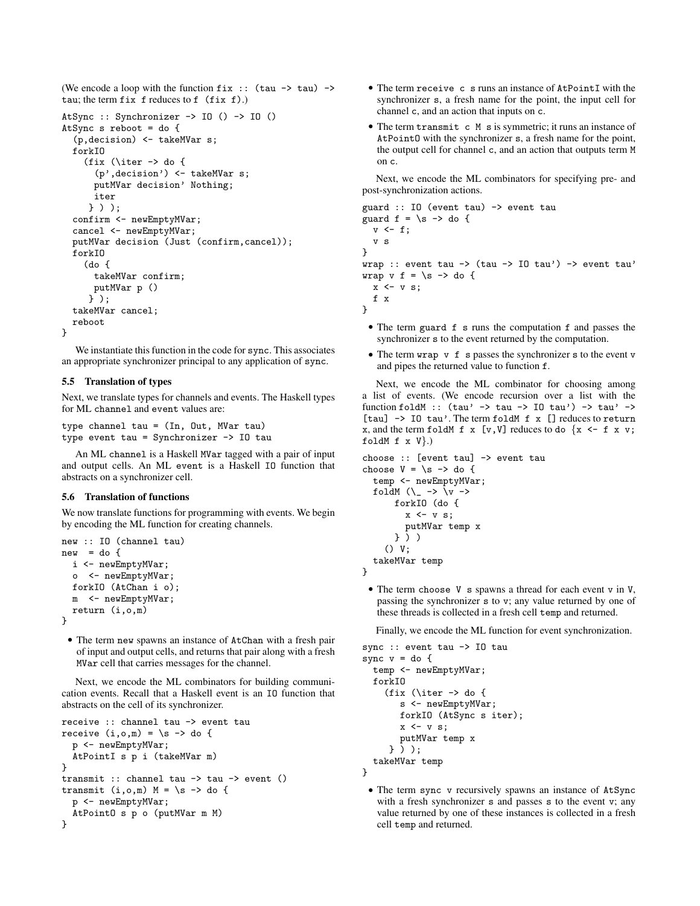(We encode a loop with the function `fix :: (tau -> tau) -> tau`; the term `fix f` reduces to `f (fix f)`.)

```
AtSync :: Synchronizer -> IO () -> IO ()
AtSync s reboot = do {
  (p,decision) <- takeMVar s;
  forkIO
    (fix (\iter -> do {
      (p',decision') <- takeMVar s;
      putMVar decision' Nothing;
      iter
     } ) );
  confirm <- newEmptyMVar;
  cancel <- newEmptyMVar;
  putMVar decision (Just (confirm,cancel));
  forkIO
    (do {
      takeMVar confirm;
      putMVar p ()
     } );
  takeMVar cancel;
  reboot
}
```

We instantiate this function in the code for `sync`. This associates an appropriate synchronizer principal to any application of `sync`.

### 5.5 Translation of types

Next, we translate types for channels and events. The Haskell types for ML `channel` and `event` values are:

```
type channel tau = (In, Out, MVar tau)
type event tau = Synchronizer -> IO tau
```

An ML `channel` is a Haskell `MVar` tagged with a pair of input and output cells. An ML `event` is a Haskell `IO` function that abstracts on a synchronizer cell.

### 5.6 Translation of functions

We now translate functions for programming with events. We begin by encoding the ML function for creating channels.

```
new :: IO (channel tau)
new  = do {
  i <- newEmptyMVar;
  o  <- newEmptyMVar;
  forkIO (AtChan i o);
  m  <- newEmptyMVar;
  return (i,o,m)
}
```

- The term `new` spawns an instance of `AtChan` with a fresh pair of input and output cells, and returns that pair along with a fresh `MVar` cell that carries messages for the channel.

Next, we encode the ML combinators for building communication events. Recall that a Haskell event is an `IO` function that abstracts on the cell of its synchronizer.

```
receive :: channel tau -> event tau
receive (i,o,m) = \s -> do {
  p <- newEmptyMVar;
  AtPointI s p i (takeMVar m)
}
transmit :: channel tau -> tau -> event ()
transmit (i,o,m) M = \s -> do {
  p <- newEmptyMVar;
  AtPointO s p o (putMVar m M)
}
```

- The term `receive c s` runs an instance of `AtPointI` with the synchronizer `s`, a fresh name for the point, the input cell for channel `c`, and an action that inputs on `c`.
- The term `transmit c M s` is symmetric; it runs an instance of `AtPointO` with the synchronizer `s`, a fresh name for the point, the output cell for channel `c`, and an action that outputs term `M` on `c`.

Next, we encode the ML combinators for specifying pre- and post-synchronization actions.

```
guard :: IO (event tau) -> event tau
guard f = \s -> do {
  v <- f;
  v s
}
wrap :: event tau -> (tau -> IO tau') -> event tau'
wrap v f = \s -> do {
  x <- v s;
  f x
}
```

- The term `guard f s` runs the computation `f` and passes the synchronizer `s` to the event returned by the computation.
- The term `wrap v f s` passes the synchronizer `s` to the event `v` and pipes the returned value to function `f`.

Next, we encode the ML combinator for choosing among a list of events. (We encode recursion over a list with the function `foldM :: (tau' -> tau -> IO tau') -> tau' -> [tau] -> IO tau'`. The term `foldM f x []` reduces to `return x`, and the term `foldM f x [v,V]` reduces to `do {x <- f x v; foldM f x V}`.)

```
choose :: [event tau] -> event tau
choose V = \s -> do {
  temp <- newEmptyMVar;
  foldM (\_ -> \v ->
      forkIO (do {
        x <- v s;
        putMVar temp x
      } ) )
    () V;
  takeMVar temp
}
```

- The term `choose V s` spawns a thread for each event `v` in `V`, passing the synchronizer `s` to `v`; any value returned by one of these threads is collected in a fresh cell `temp` and returned.

Finally, we encode the ML function for event synchronization.

```
sync :: event tau -> IO tau
sync v = do {
  temp <- newEmptyMVar;
  forkIO
    (fix (\iter -> do {
       s <- newEmptyMVar;
       forkIO (AtSync s iter);
       x <- v s;
       putMVar temp x
     } ) );
  takeMVar temp
}
```

- The term `sync v` recursively spawns an instance of `AtSync` with a fresh synchronizer `s` and passes `s` to the event `v`; any value returned by one of these instances is collected in a fresh cell `temp` and returned.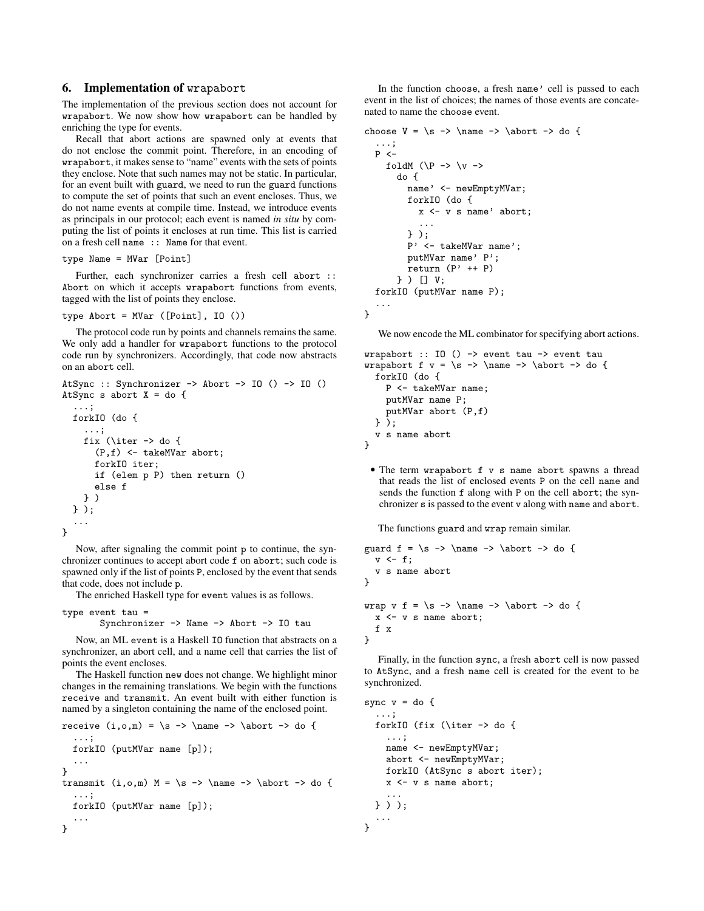## 6. Implementation of `wrapabort`

The implementation of the previous section does not account for `wrapabort`. We now show how `wrapabort` can be handled by enriching the type for events.

Recall that abort actions are spawned only at events that do not enclose the commit point. Therefore, in an encoding of `wrapabort`, it makes sense to "name" events with the sets of points they enclose. Note that such names may not be static. In particular, for an event built with `guard`, we need to run the `guard` functions to compute the set of points that such an event encloses. Thus, we do not name events at compile time. Instead, we introduce events as principals in our protocol; each event is named *in situ* by computing the list of points it encloses at run time. This list is carried on a fresh cell `name :: Name` for that event.

```
type Name = MVar [Point]
```

Further, each synchronizer carries a fresh cell `abort :: Abort` on which it accepts `wrapabort` functions from events, tagged with the list of points they enclose.

```
type Abort = MVar ([Point], IO ())
```

The protocol code run by points and channels remains the same. We only add a handler for `wrapabort` functions to the protocol code run by synchronizers. Accordingly, that code now abstracts on an `abort` cell.

```
AtSync :: Synchronizer -> Abort -> IO () -> IO ()
AtSync s abort X = do {
  ...;
  forkIO (do {
    ...;
    fix (\iter -> do {
      (P,f) <- takeMVar abort;
      forkIO iter;
      if (elem p P) then return ()
      else f
    } )
  } );
  ...
}
```

Now, after signaling the commit point `p` to continue, the synchronizer continues to accept abort code `f` on `abort`; such code is spawned only if the list of points `P`, enclosed by the event that sends that code, does not include `p`.

The enriched Haskell type for `event` values is as follows.

```
type event tau =
      Synchronizer -> Name -> Abort -> IO tau
```

Now, an ML `event` is a Haskell `IO` function that abstracts on a synchronizer, an abort cell, and a name cell that carries the list of points the event encloses.

The Haskell function `new` does not change. We highlight minor changes in the remaining translations. We begin with the functions `receive` and `transmit`. An event built with either function is named by a singleton containing the name of the enclosed point.

```
receive (i,o,m) = \s -> \name -> \abort -> do {
  ...;
  forkIO (putMVar name [p]);
  ...
}
transmit (i,o,m) M = \s -> \name -> \abort -> do {
  ...;
  forkIO (putMVar name [p]);
  ...
}
```

In the function `choose`, a fresh `name'` cell is passed to each event in the list of choices; the names of those events are concatenated to name the `choose` event.

```
choose V = \s -> \name -> \abort -> do {
  ...;
  P <-
    foldM (\P -> \v ->
      do {
        name' <- newEmptyMVar;
        forkIO (do {
          x <- v s name' abort;
          ...
        } );
        P' <- takeMVar name';
        putMVar name' P';
        return (P' ++ P)
      } ) [] V;
  forkIO (putMVar name P);
  ...
}
```

We now encode the ML combinator for specifying abort actions.

```
wrapabort :: IO () -> event tau -> event tau
wrapabort f v = \s -> \name -> \abort -> do {
  forkIO (do {
    P <- takeMVar name;
    putMVar name P;
    putMVar abort (P,f)
  } );
  v s name abort
}
```

- The term `wrapabort f v s name abort` spawns a thread that reads the list of enclosed events `P` on the cell `name` and sends the function `f` along with `P` on the cell `abort`; the synchronizer `s` is passed to the event `v` along with `name` and `abort`.

The functions `guard` and `wrap` remain similar.

```
guard f = \s -> \name -> \abort -> do {
  v <- f;
  v s name abort
}

wrap v f = \s -> \name -> \abort -> do {
  x <- v s name abort;
  f x
}
```

Finally, in the function `sync`, a fresh `abort` cell is now passed to `AtSync`, and a fresh `name` cell is created for the event to be synchronized.

```
sync v = do {
  ...;
  forkIO (fix (\iter -> do {
    ...;
    name <- newEmptyMVar;
    abort <- newEmptyMVar;
    forkIO (AtSync s abort iter);
    x <- v s name abort;
    ...
  } ) );
  ...
}
```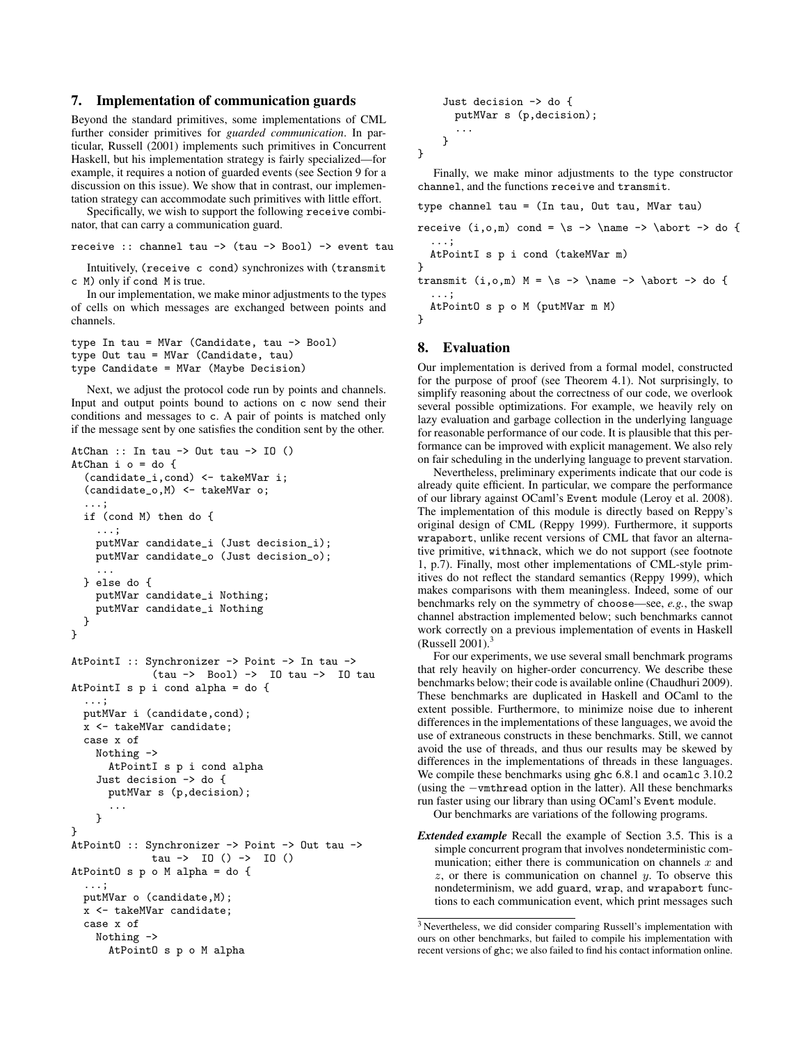## 7. Implementation of communication guards

Beyond the standard primitives, some implementations of CML further consider primitives for *guarded communication*. In particular, Russell (2001) implements such primitives in Concurrent Haskell, but his implementation strategy is fairly specialized—for example, it requires a notion of guarded events (see Section 9 for a discussion on this issue). We show that in contrast, our implementation strategy can accommodate such primitives with little effort.

Specifically, we wish to support the following `receive` combinator, that can carry a communication guard.

```
receive :: channel tau -> (tau -> Bool) -> event tau
```

Intuitively, `(receive c cond)` synchronizes with `(transmit c M)` only if `cond M` is true.

In our implementation, we make minor adjustments to the types of cells on which messages are exchanged between points and channels.

```
type In tau = MVar (Candidate, tau -> Bool)
type Out tau = MVar (Candidate, tau)
type Candidate = MVar (Maybe Decision)
```

Next, we adjust the protocol code run by points and channels. Input and output points bound to actions on c now send their conditions and messages to c. A pair of points is matched only if the message sent by one satisfies the condition sent by the other.

```
AtChan :: In tau -> Out tau -> IO ()
AtChan i o = do {
  (candidate_i,cond) <- takeMVar i;
  (candidate_o,M) <- takeMVar o;
  ...;
  if (cond M) then do {
    ...;
    putMVar candidate_i (Just decision_i);
    putMVar candidate_o (Just decision_o);
    ...
  } else do {
    putMVar candidate_i Nothing;
    putMVar candidate_i Nothing
  }
}

AtPointI :: Synchronizer -> Point -> In tau ->
            (tau ->  Bool) ->  IO tau ->  IO tau
AtPointI s p i cond alpha = do {
  ...;
  putMVar i (candidate,cond);
  x <- takeMVar candidate;
  case x of
    Nothing ->
      AtPointI s p i cond alpha
    Just decision -> do {
      putMVar s (p,decision);
      ...
    }
}
AtPointO :: Synchronizer -> Point -> Out tau ->
            tau ->  IO () ->  IO ()
AtPointO s p o M alpha = do {
  ...;
  putMVar o (candidate,M);
  x <- takeMVar candidate;
  case x of
    Nothing ->
      AtPointO s p o M alpha
    Just decision -> do {
      putMVar s (p,decision);
      ...
    }
}
```

Finally, we make minor adjustments to the type constructor `channel`, and the functions `receive` and `transmit`.

```
type channel tau = (In tau, Out tau, MVar tau)

receive (i,o,m) cond = \s -> \name -> \abort -> do {
  ...;
  AtPointI s p i cond (takeMVar m)
}
transmit (i,o,m) M = \s -> \name -> \abort -> do {
  ...;
  AtPointO s p o M (putMVar m M)
}
```

## 8. Evaluation

Our implementation is derived from a formal model, constructed for the purpose of proof (see Theorem 4.1). Not surprisingly, to simplify reasoning about the correctness of our code, we overlook several possible optimizations. For example, we heavily rely on lazy evaluation and garbage collection in the underlying language for reasonable performance of our code. It is plausible that this performance can be improved with explicit management. We also rely on fair scheduling in the underlying language to prevent starvation.

Nevertheless, preliminary experiments indicate that our code is already quite efficient. In particular, we compare the performance of our library against OCaml's `Event` module (Leroy et al. 2008). The implementation of this module is directly based on Reppy's original design of CML (Reppy 1999). Furthermore, it supports `wrapabort`, unlike recent versions of CML that favor an alternative primitive, `withnack`, which we do not support (see footnote 1, p.7). Finally, most other implementations of CML-style primitives do not reflect the standard semantics (Reppy 1999), which makes comparisons with them meaningless. Indeed, some of our benchmarks rely on the symmetry of `choose`—see, *e.g.*, the swap channel abstraction implemented below; such benchmarks cannot work correctly on a previous implementation of events in Haskell (Russell 2001).[3]

For our experiments, we use several small benchmark programs that rely heavily on higher-order concurrency. We describe these benchmarks below; their code is available online (Chaudhuri 2009). These benchmarks are duplicated in Haskell and OCaml to the extent possible. Furthermore, to minimize noise due to inherent differences in the implementations of these languages, we avoid the use of extraneous constructs in these benchmarks. Still, we cannot avoid the use of threads, and thus our results may be skewed by differences in the implementations of threads in these languages. We compile these benchmarks using `ghc` 6.8.1 and `ocamlc` 3.10.2 (using the −`vmthread` option in the latter). All these benchmarks run faster using our library than using OCaml's `Event` module.

Our benchmarks are variations of the following programs.

***Extended example*** Recall the example of Section 3.5. This is a simple concurrent program that involves nondeterministic communication; either there is communication on channels $x$ and $z$, or there is communication on channel $y$. To observe this nondeterminism, we add `guard`, `wrap`, and `wrapabort` functions to each communication event, which print messages such

[3] Nevertheless, we did consider comparing Russell's implementation with ours on other benchmarks, but failed to compile his implementation with recent versions of `ghc`; we also failed to find his contact information online.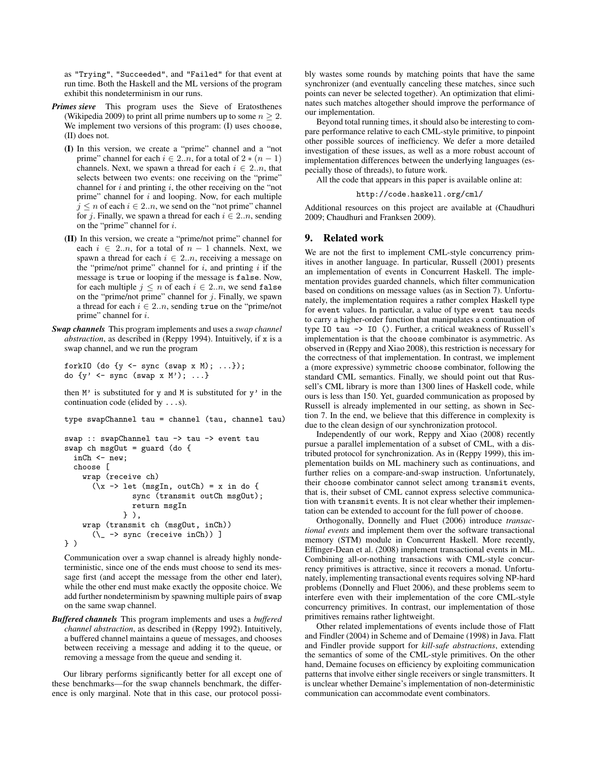as "Trying", "Succeeded", and "Failed" for that event at run time. Both the Haskell and the ML versions of the program exhibit this nondeterminism in our runs.

***Primes sieve*** This program uses the Sieve of Eratosthenes (Wikipedia 2009) to print all prime numbers up to some $n \geq 2$. We implement two versions of this program: (I) uses choose, (II) does not.

**(I)** In this version, we create a "prime" channel and a "not prime" channel for each $i \in 2..n$, for a total of $2 * (n - 1)$ channels. Next, we spawn a thread for each $i \in 2..n$, that selects between two events: one receiving on the "prime" channel for $i$ and printing $i$, the other receiving on the "not prime" channel for $i$ and looping. Now, for each multiple $j \leq n$ of each $i \in 2..n$, we send on the "not prime" channel for $j$. Finally, we spawn a thread for each $i \in 2..n$, sending on the "prime" channel for $i$.

**(II)** In this version, we create a "prime/not prime" channel for each $i \in 2..n$, for a total of $n - 1$ channels. Next, we spawn a thread for each $i \in 2..n$, receiving a message on the "prime/not prime" channel for $i$, and printing $i$ if the message is true or looping if the message is false. Now, for each multiple $j \leq n$ of each $i \in 2..n$, we send false on the "prime/not prime" channel for $j$. Finally, we spawn a thread for each $i \in 2..n$, sending true on the "prime/not prime" channel for $i$.

***Swap channels*** This program implements and uses a *swap channel abstraction*, as described in (Reppy 1994). Intuitively, if x is a swap channel, and we run the program

```
forkIO (do {y <- sync (swap x M); ...});
do {y' <- sync (swap x M'); ...}
```

then M' is substituted for y and M is substituted for y' in the continuation code (elided by ...s).

```
type swapChannel tau = channel (tau, channel tau)

swap :: swapChannel tau -> tau -> event tau
swap ch msgOut = guard (do {
  inCh <- new;
  choose [
    wrap (receive ch)
      (\x -> let (msgIn, outCh) = x in do {
               sync (transmit outCh msgOut);
               return msgIn
             } ),
    wrap (transmit ch (msgOut, inCh))
      (\_ -> sync (receive inCh)) ]
} )
```

Communication over a swap channel is already highly nondeterministic, since one of the ends must choose to send its message first (and accept the message from the other end later), while the other end must make exactly the opposite choice. We add further nondeterminism by spawning multiple pairs of swap on the same swap channel.

***Buffered channels*** This program implements and uses a *buffered channel abstraction*, as described in (Reppy 1992). Intuitively, a buffered channel maintains a queue of messages, and chooses between receiving a message and adding it to the queue, or removing a message from the queue and sending it.

Our library performs significantly better for all except one of these benchmarks—for the swap channels benchmark, the difference is only marginal. Note that in this case, our protocol possibly wastes some rounds by matching points that have the same synchronizer (and eventually canceling these matches, since such points can never be selected together). An optimization that eliminates such matches altogether should improve the performance of our implementation.

Beyond total running times, it should also be interesting to compare performance relative to each CML-style primitive, to pinpoint other possible sources of inefficiency. We defer a more detailed investigation of these issues, as well as a more robust account of implementation differences between the underlying languages (especially those of threads), to future work.

All the code that appears in this paper is available online at:

http://code.haskell.org/cml/

Additional resources on this project are available at (Chaudhuri 2009; Chaudhuri and Franksen 2009).

## 9. Related work

We are not the first to implement CML-style concurrency primitives in another language. In particular, Russell (2001) presents an implementation of events in Concurrent Haskell. The implementation provides guarded channels, which filter communication based on conditions on message values (as in Section 7). Unfortunately, the implementation requires a rather complex Haskell type for event values. In particular, a value of type event tau needs to carry a higher-order function that manipulates a continuation of type IO tau -> IO (). Further, a critical weakness of Russell's implementation is that the choose combinator is asymmetric. As observed in (Reppy and Xiao 2008), this restriction is necessary for the correctness of that implementation. In contrast, we implement a (more expressive) symmetric choose combinator, following the standard CML semantics. Finally, we should point out that Russell's CML library is more than 1300 lines of Haskell code, while ours is less than 150. Yet, guarded communication as proposed by Russell is already implemented in our setting, as shown in Section 7. In the end, we believe that this difference in complexity is due to the clean design of our synchronization protocol.

Independently of our work, Reppy and Xiao (2008) recently pursue a parallel implementation of a subset of CML, with a distributed protocol for synchronization. As in (Reppy 1999), this implementation builds on ML machinery such as continuations, and further relies on a compare-and-swap instruction. Unfortunately, their choose combinator cannot select among transmit events, that is, their subset of CML cannot express selective communication with transmit events. It is not clear whether their implementation can be extended to account for the full power of choose.

Orthogonally, Donnelly and Fluet (2006) introduce *transactional events* and implement them over the software transactional memory (STM) module in Concurrent Haskell. More recently, Effinger-Dean et al. (2008) implement transactional events in ML. Combining all-or-nothing transactions with CML-style concurrency primitives is attractive, since it recovers a monad. Unfortunately, implementing transactional events requires solving NP-hard problems (Donnelly and Fluet 2006), and these problems seem to interfere even with their implementation of the core CML-style concurrency primitives. In contrast, our implementation of those primitives remains rather lightweight.

Other related implementations of events include those of Flatt and Findler (2004) in Scheme and of Demaine (1998) in Java. Flatt and Findler provide support for *kill-safe abstractions*, extending the semantics of some of the CML-style primitives. On the other hand, Demaine focuses on efficiency by exploiting communication patterns that involve either single receivers or single transmitters. It is unclear whether Demaine's implementation of non-deterministic communication can accommodate event combinators.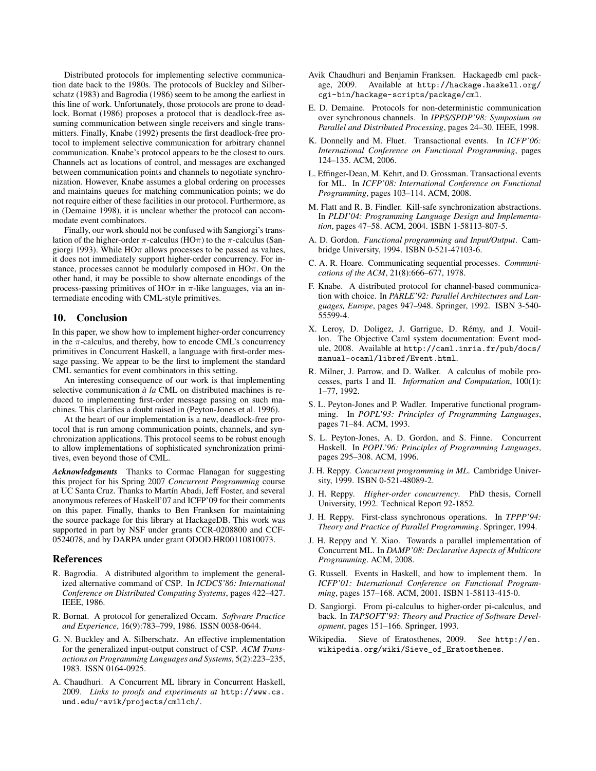Distributed protocols for implementing selective communication date back to the 1980s. The protocols of Buckley and Silberschatz (1983) and Bagrodia (1986) seem to be among the earliest in this line of work. Unfortunately, those protocols are prone to deadlock. Bornat (1986) proposes a protocol that is deadlock-free assuming communication between single receivers and single transmitters. Finally, Knabe (1992) presents the first deadlock-free protocol to implement selective communication for arbitrary channel communication. Knabe's protocol appears to be the closest to ours. Channels act as locations of control, and messages are exchanged between communication points and channels to negotiate synchronization. However, Knabe assumes a global ordering on processes and maintains queues for matching communication points; we do not require either of these facilities in our protocol. Furthermore, as in (Demaine 1998), it is unclear whether the protocol can accommodate event combinators.

Finally, our work should not be confused with Sangiorgi's translation of the higher-order $\pi$-calculus (HO$\pi$) to the $\pi$-calculus (Sangiorgi 1993). While HO$\pi$ allows processes to be passed as values, it does not immediately support higher-order concurrency. For instance, processes cannot be modularly composed in HO$\pi$. On the other hand, it may be possible to show alternate encodings of the process-passing primitives of HO$\pi$ in $\pi$-like languages, via an intermediate encoding with CML-style primitives.

## 10. Conclusion

In this paper, we show how to implement higher-order concurrency in the $\pi$-calculus, and thereby, how to encode CML's concurrency primitives in Concurrent Haskell, a language with first-order message passing. We appear to be the first to implement the standard CML semantics for event combinators in this setting.

An interesting consequence of our work is that implementing selective communication *à la* CML on distributed machines is reduced to implementing first-order message passing on such machines. This clarifies a doubt raised in (Peyton-Jones et al. 1996).

At the heart of our implementation is a new, deadlock-free protocol that is run among communication points, channels, and synchronization applications. This protocol seems to be robust enough to allow implementations of sophisticated synchronization primitives, even beyond those of CML.

***Acknowledgments*** Thanks to Cormac Flanagan for suggesting this project for his Spring 2007 *Concurrent Programming* course at UC Santa Cruz. Thanks to Martín Abadi, Jeff Foster, and several anonymous referees of Haskell'07 and ICFP'09 for their comments on this paper. Finally, thanks to Ben Franksen for maintaining the source package for this library at HackageDB. This work was supported in part by NSF under grants CCR-0208800 and CCF-0524078, and by DARPA under grant ODOD.HR00110810073.

## References

R. Bagrodia. A distributed algorithm to implement the generalized alternative command of CSP. In *ICDCS'86: International Conference on Distributed Computing Systems*, pages 422–427. IEEE, 1986.

R. Bornat. A protocol for generalized Occam. *Software Practice and Experience*, 16(9):783–799, 1986. ISSN 0038-0644.

G. N. Buckley and A. Silberschatz. An effective implementation for the generalized input-output construct of CSP. *ACM Transactions on Programming Languages and Systems*, 5(2):223–235, 1983. ISSN 0164-0925.

A. Chaudhuri. A Concurrent ML library in Concurrent Haskell, 2009. *Links to proofs and experiments at* `http://www.cs.umd.edu/~avik/projects/cmllch/`.

Avik Chaudhuri and Benjamin Franksen. Hackagedb cml package, 2009. Available at `http://hackage.haskell.org/cgi-bin/hackage-scripts/package/cml`.

E. D. Demaine. Protocols for non-deterministic communication over synchronous channels. In *IPPS/SPDP'98: Symposium on Parallel and Distributed Processing*, pages 24–30. IEEE, 1998.

K. Donnelly and M. Fluet. Transactional events. In *ICFP'06: International Conference on Functional Programming*, pages 124–135. ACM, 2006.

L. Effinger-Dean, M. Kehrt, and D. Grossman. Transactional events for ML. In *ICFP'08: International Conference on Functional Programming*, pages 103–114. ACM, 2008.

M. Flatt and R. B. Findler. Kill-safe synchronization abstractions. In *PLDI'04: Programming Language Design and Implementation*, pages 47–58. ACM, 2004. ISBN 1-58113-807-5.

A. D. Gordon. *Functional programming and Input/Output*. Cambridge University, 1994. ISBN 0-521-47103-6.

C. A. R. Hoare. Communicating sequential processes. *Communications of the ACM*, 21(8):666–677, 1978.

F. Knabe. A distributed protocol for channel-based communication with choice. In *PARLE'92: Parallel Architectures and Languages, Europe*, pages 947–948. Springer, 1992. ISBN 3-540-55599-4.

X. Leroy, D. Doligez, J. Garrigue, D. Rémy, and J. Vouillon. The Objective Caml system documentation: Event module, 2008. Available at `http://caml.inria.fr/pub/docs/manual-ocaml/libref/Event.html`.

R. Milner, J. Parrow, and D. Walker. A calculus of mobile processes, parts I and II. *Information and Computation*, 100(1): 1–77, 1992.

S. L. Peyton-Jones and P. Wadler. Imperative functional programming. In *POPL'93: Principles of Programming Languages*, pages 71–84. ACM, 1993.

S. L. Peyton-Jones, A. D. Gordon, and S. Finne. Concurrent Haskell. In *POPL'96: Principles of Programming Languages*, pages 295–308. ACM, 1996.

J. H. Reppy. *Concurrent programming in ML*. Cambridge University, 1999. ISBN 0-521-48089-2.

J. H. Reppy. *Higher-order concurrency*. PhD thesis, Cornell University, 1992. Technical Report 92-1852.

J. H. Reppy. First-class synchronous operations. In *TPPP'94: Theory and Practice of Parallel Programming*. Springer, 1994.

J. H. Reppy and Y. Xiao. Towards a parallel implementation of Concurrent ML. In *DAMP'08: Declarative Aspects of Multicore Programming*. ACM, 2008.

G. Russell. Events in Haskell, and how to implement them. In *ICFP'01: International Conference on Functional Programming*, pages 157–168. ACM, 2001. ISBN 1-58113-415-0.

D. Sangiorgi. From pi-calculus to higher-order pi-calculus, and back. In *TAPSOFT'93: Theory and Practice of Software Development*, pages 151–166. Springer, 1993.

Wikipedia. Sieve of Eratosthenes, 2009. See `http://en.wikipedia.org/wiki/Sieve_of_Eratosthenes`.